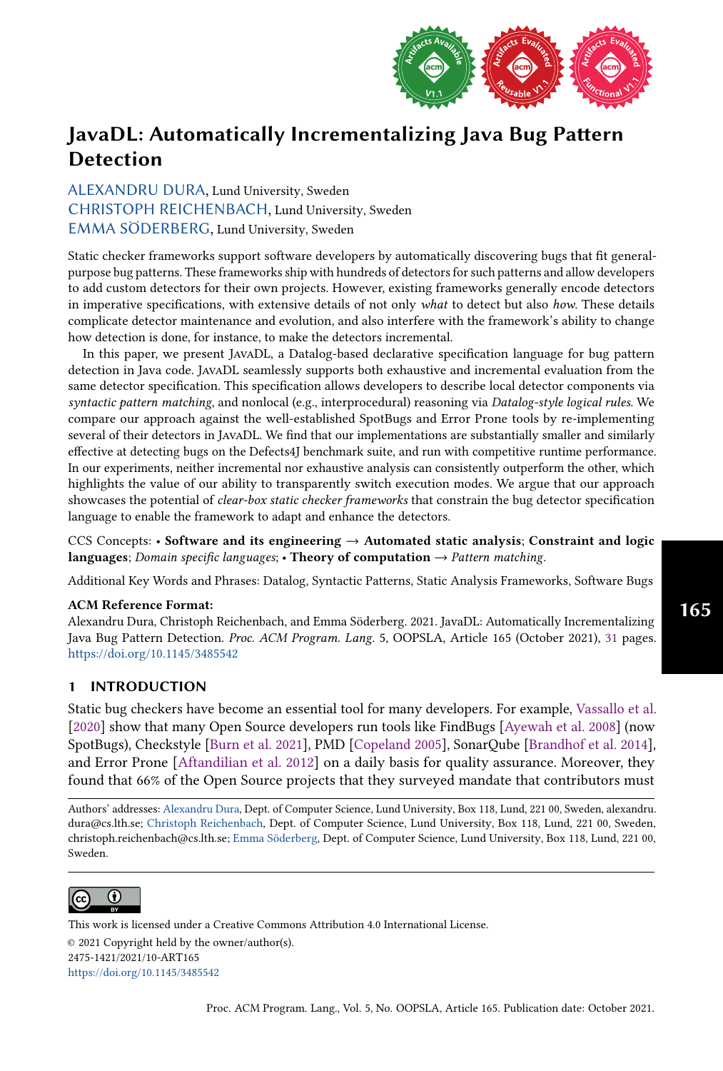# JavaDL: Automatically Incrementalizing Java Bug Pattern Detection

ALEXANDRU DURA, Lund University, Sweden
CHRISTOPH REICHENBACH, Lund University, Sweden
EMMA SÖDERBERG, Lund University, Sweden

Static checker frameworks support software developers by automatically discovering bugs that fit general-purpose bug patterns. These frameworks ship with hundreds of detectors for such patterns and allow developers to add custom detectors for their own projects. However, existing frameworks generally encode detectors in imperative specifications, with extensive details of not only *what* to detect but also *how*. These details complicate detector maintenance and evolution, and also interfere with the framework's ability to change how detection is done, for instance, to make the detectors incremental.

In this paper, we present JavaDL, a Datalog-based declarative specification language for bug pattern detection in Java code. JavaDL seamlessly supports both exhaustive and incremental evaluation from the same detector specification. This specification allows developers to describe local detector components via *syntactic pattern matching*, and nonlocal (e.g., interprocedural) reasoning via *Datalog-style logical rules*. We compare our approach against the well-established SpotBugs and Error Prone tools by re-implementing several of their detectors in JavaDL. We find that our implementations are substantially smaller and similarly effective at detecting bugs on the Defects4J benchmark suite, and run with competitive runtime performance. In our experiments, neither incremental nor exhaustive analysis can consistently outperform the other, which highlights the value of our ability to transparently switch execution modes. We argue that our approach showcases the potential of *clear-box static checker frameworks* that constrain the bug detector specification language to enable the framework to adapt and enhance the detectors.

CCS Concepts: • **Software and its engineering** → **Automated static analysis**; **Constraint and logic languages**; *Domain specific languages*; • **Theory of computation** → *Pattern matching*.

Additional Key Words and Phrases: Datalog, Syntactic Patterns, Static Analysis Frameworks, Software Bugs

**ACM Reference Format:**
Alexandru Dura, Christoph Reichenbach, and Emma Söderberg. 2021. JavaDL: Automatically Incrementalizing Java Bug Pattern Detection. *Proc. ACM Program. Lang.* 5, OOPSLA, Article 165 (October 2021), 31 pages. https://doi.org/10.1145/3485542

## 1 INTRODUCTION

Static bug checkers have become an essential tool for many developers. For example, Vassallo et al. [2020] show that many Open Source developers run tools like FindBugs [Ayewah et al. 2008] (now SpotBugs), Checkstyle [Burn et al. 2021], PMD [Copeland 2005], SonarQube [Brandhof et al. 2014], and Error Prone [Aftandilian et al. 2012] on a daily basis for quality assurance. Moreover, they found that 66% of the Open Source projects that they surveyed mandate that contributors must

Authors' addresses: Alexandru Dura, Dept. of Computer Science, Lund University, Box 118, Lund, 221 00, Sweden, alexandru.dura@cs.lth.se; Christoph Reichenbach, Dept. of Computer Science, Lund University, Box 118, Lund, 221 00, Sweden, christoph.reichenbach@cs.lth.se; Emma Söderberg, Dept. of Computer Science, Lund University, Box 118, Lund, 221 00, Sweden.

This work is licensed under a Creative Commons Attribution 4.0 International License.
© 2021 Copyright held by the owner/author(s).
2475-1421/2021/10-ART165
https://doi.org/10.1145/3485542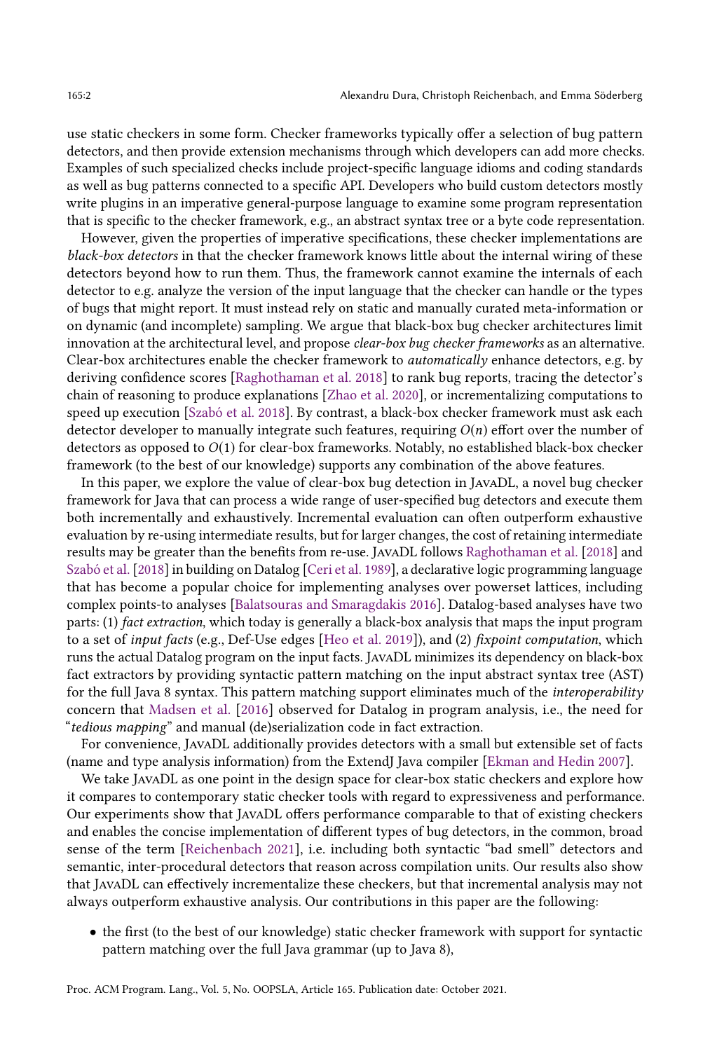use static checkers in some form. Checker frameworks typically offer a selection of bug pattern detectors, and then provide extension mechanisms through which developers can add more checks. Examples of such specialized checks include project-specific language idioms and coding standards as well as bug patterns connected to a specific API. Developers who build custom detectors mostly write plugins in an imperative general-purpose language to examine some program representation that is specific to the checker framework, e.g., an abstract syntax tree or a byte code representation.

However, given the properties of imperative specifications, these checker implementations are *black-box detectors* in that the checker framework knows little about the internal wiring of these detectors beyond how to run them. Thus, the framework cannot examine the internals of each detector to e.g. analyze the version of the input language that the checker can handle or the types of bugs that might report. It must instead rely on static and manually curated meta-information or on dynamic (and incomplete) sampling. We argue that black-box bug checker architectures limit innovation at the architectural level, and propose *clear-box bug checker frameworks* as an alternative. Clear-box architectures enable the checker framework to *automatically* enhance detectors, e.g. by deriving confidence scores [Raghothaman et al. 2018] to rank bug reports, tracing the detector's chain of reasoning to produce explanations [Zhao et al. 2020], or incrementalizing computations to speed up execution [Szabó et al. 2018]. By contrast, a black-box checker framework must ask each detector developer to manually integrate such features, requiring $O(n)$ effort over the number of detectors as opposed to $O(1)$ for clear-box frameworks. Notably, no established black-box checker framework (to the best of our knowledge) supports any combination of the above features.

In this paper, we explore the value of clear-box bug detection in JavaDL, a novel bug checker framework for Java that can process a wide range of user-specified bug detectors and execute them both incrementally and exhaustively. Incremental evaluation can often outperform exhaustive evaluation by re-using intermediate results, but for larger changes, the cost of retaining intermediate results may be greater than the benefits from re-use. JavaDL follows Raghothaman et al. [2018] and Szabó et al. [2018] in building on Datalog [Ceri et al. 1989], a declarative logic programming language that has become a popular choice for implementing analyses over powerset lattices, including complex points-to analyses [Balatsouras and Smaragdakis 2016]. Datalog-based analyses have two parts: (1) *fact extraction*, which today is generally a black-box analysis that maps the input program to a set of *input facts* (e.g., Def-Use edges [Heo et al. 2019]), and (2) *fixpoint computation*, which runs the actual Datalog program on the input facts. JavaDL minimizes its dependency on black-box fact extractors by providing syntactic pattern matching on the input abstract syntax tree (AST) for the full Java 8 syntax. This pattern matching support eliminates much of the *interoperability* concern that Madsen et al. [2016] observed for Datalog in program analysis, i.e., the need for "*tedious mapping*" and manual (de)serialization code in fact extraction.

For convenience, JavaDL additionally provides detectors with a small but extensible set of facts (name and type analysis information) from the ExtendJ Java compiler [Ekman and Hedin 2007].

We take JavaDL as one point in the design space for clear-box static checkers and explore how it compares to contemporary static checker tools with regard to expressiveness and performance. Our experiments show that JavaDL offers performance comparable to that of existing checkers and enables the concise implementation of different types of bug detectors, in the common, broad sense of the term [Reichenbach 2021], i.e. including both syntactic "bad smell" detectors and semantic, inter-procedural detectors that reason across compilation units. Our results also show that JavaDL can effectively incrementalize these checkers, but that incremental analysis may not always outperform exhaustive analysis. Our contributions in this paper are the following:

- the first (to the best of our knowledge) static checker framework with support for syntactic pattern matching over the full Java grammar (up to Java 8),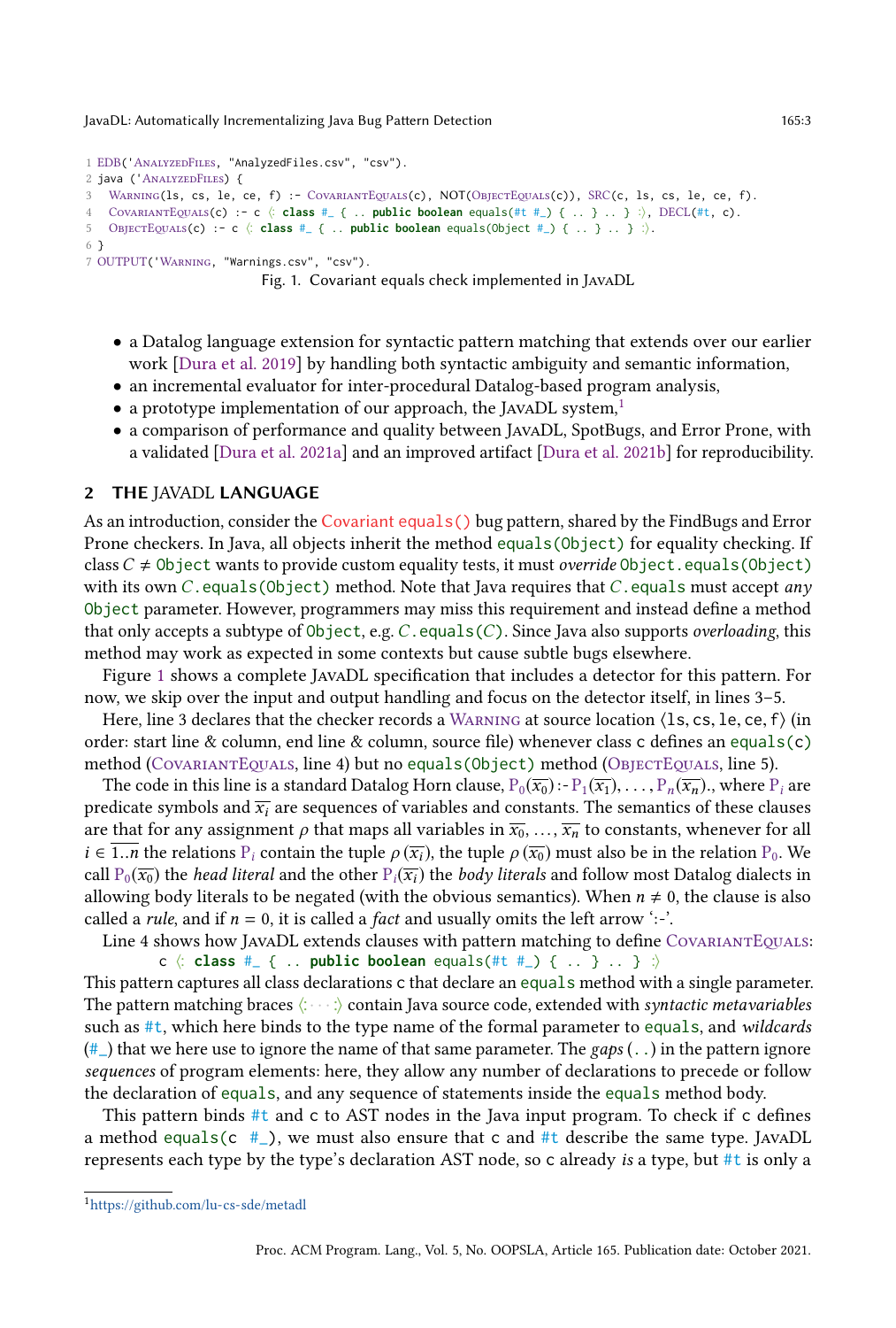```
1 EDB('AnalyzedFiles, "AnalyzedFiles.csv", "csv").
2 java ('AnalyzedFiles) {
3   Warning(ls, cs, le, ce, f) :- CovariantEquals(c), NOT(ObjectEquals(c)), SRC(c, ls, cs, le, ce, f).
4   CovariantEquals(c) :- c ⟨: class #_ { .. public boolean equals(#t #_) { .. } .. } :⟩, DECL(#t, c).
5   ObjectEquals(c) :- c ⟨: class #_ { .. public boolean equals(Object #_) { .. } .. } :⟩.
6 }
7 OUTPUT('Warning, "Warnings.csv", "csv").
```

Fig. 1. Covariant equals check implemented in JavaDL

- a Datalog language extension for syntactic pattern matching that extends over our earlier work [Dura et al. 2019] by handling both syntactic ambiguity and semantic information,
- an incremental evaluator for inter-procedural Datalog-based program analysis,
- a prototype implementation of our approach, the JavaDL system,[1]
- a comparison of performance and quality between JavaDL, SpotBugs, and Error Prone, with a validated [Dura et al. 2021a] and an improved artifact [Dura et al. 2021b] for reproducibility.

## 2 THE JAVADL LANGUAGE

As an introduction, consider the Covariant `equals()` bug pattern, shared by the FindBugs and Error Prone checkers. In Java, all objects inherit the method `equals(Object)` for equality checking. If class $C \neq$ `Object` wants to provide custom equality tests, it must *override* `Object.equals(Object)` with its own $C$`.equals(Object)` method. Note that Java requires that $C$`.equals` must accept *any* `Object` parameter. However, programmers may miss this requirement and instead define a method that only accepts a subtype of `Object`, e.g. $C$`.equals(`$C$`)`. Since Java also supports *overloading*, this method may work as expected in some contexts but cause subtle bugs elsewhere.

Figure 1 shows a complete JavaDL specification that includes a detector for this pattern. For now, we skip over the input and output handling and focus on the detector itself, in lines 3–5.

Here, line 3 declares that the checker records a Warning at source location ⟨`ls`, `cs`, `le`, `ce`, `f`⟩ (in order: start line & column, end line & column, source file) whenever class `c` defines an `equals(c)` method (CovariantEquals, line 4) but no `equals(Object)` method (ObjectEquals, line 5).

The code in this line is a standard Datalog Horn clause, $\mathrm{P}_0(\overline{x_0})$ :- $\mathrm{P}_1(\overline{x_1}), \ldots, \mathrm{P}_n(\overline{x_n})$., where $\mathrm{P}_i$ are predicate symbols and $\overline{x_i}$ are sequences of variables and constants. The semantics of these clauses are that for any assignment $\rho$ that maps all variables in $\overline{x_0}, \ldots, \overline{x_n}$ to constants, whenever for all $i \in \overline{1..n}$ the relations $\mathrm{P}_i$ contain the tuple $\rho(\overline{x_i})$, the tuple $\rho(\overline{x_0})$ must also be in the relation $\mathrm{P}_0$. We call $\mathrm{P}_0(\overline{x_0})$ the *head literal* and the other $\mathrm{P}_i(\overline{x_i})$ the *body literals* and follow most Datalog dialects in allowing body literals to be negated (with the obvious semantics). When $n \neq 0$, the clause is also called a *rule*, and if $n = 0$, it is called a *fact* and usually omits the left arrow ':-'.

Line 4 shows how JavaDL extends clauses with pattern matching to define CovariantEquals:

```
c ⟨: class #_ { .. public boolean equals(#t #_) { .. } .. } :⟩
```

This pattern captures all class declarations `c` that declare an `equals` method with a single parameter. The pattern matching braces ⟨: · · · :⟩ contain Java source code, extended with *syntactic metavariables* such as `#t`, which here binds to the type name of the formal parameter to `equals`, and *wildcards* (`#_`) that we here use to ignore the name of that same parameter. The *gaps* (`..`) in the pattern ignore *sequences* of program elements: here, they allow any number of declarations to precede or follow the declaration of `equals`, and any sequence of statements inside the `equals` method body.

This pattern binds `#t` and `c` to AST nodes in the Java input program. To check if `c` defines a method `equals(c #_)`, we must also ensure that `c` and `#t` describe the same type. JavaDL represents each type by the type's declaration AST node, so `c` already *is* a type, but `#t` is only a

[1] https://github.com/lu-cs-sde/metadl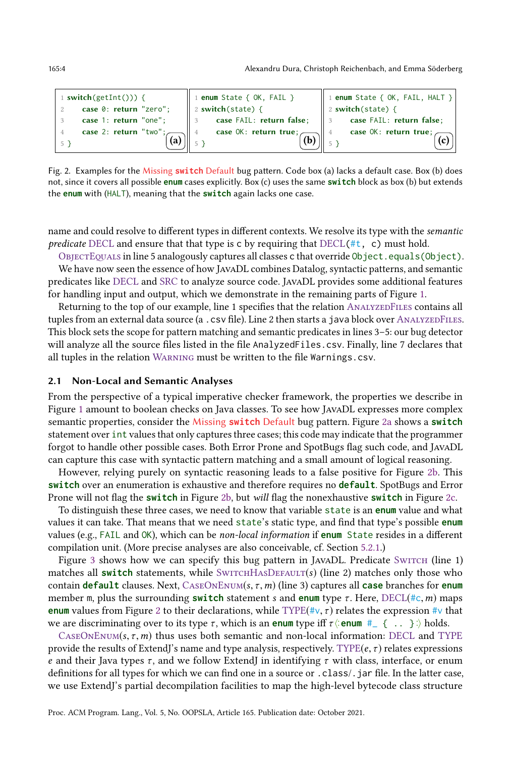```
1 switch(getInt()) {
2     case 0: return "zero";
3     case 1: return "one";
4     case 2: return "two";
5 }
```
(a)

```
1 enum State { OK, FAIL }
2 switch(state) {
3     case FAIL: return false;
4     case OK: return true;
5 }
```
(b)

```
1 enum State { OK, FAIL, HALT }
2 switch(state) {
3     case FAIL: return false;
4     case OK: return true;
5 }
```
(c)

Fig. 2. Examples for the Missing **switch** Default bug pattern. Code box (a) lacks a default case. Box (b) does not, since it covers all possible **enum** cases explicitly. Box (c) uses the same **switch** block as box (b) but extends the **enum** with (HALT), meaning that the **switch** again lacks one case.

name and could resolve to different types in different contexts. We resolve its type with the *semantic predicate* DECL and ensure that that type is c by requiring that DECL(#t, c) must hold.

ObjectEquals in line 5 analogously captures all classes c that override `Object.equals(Object)`.

We have now seen the essence of how JavaDL combines Datalog, syntactic patterns, and semantic predicates like DECL and SRC to analyze source code. JavaDL provides some additional features for handling input and output, which we demonstrate in the remaining parts of Figure 1.

Returning to the top of our example, line 1 specifies that the relation AnalyzedFiles contains all tuples from an external data source (a `.csv` file). Line 2 then starts a `java` block over AnalyzedFiles. This block sets the scope for pattern matching and semantic predicates in lines 3–5: our bug detector will analyze all the source files listed in the file `AnalyzedFiles.csv`. Finally, line 7 declares that all tuples in the relation Warning must be written to the file `Warnings.csv`.

## 2.1 Non-Local and Semantic Analyses

From the perspective of a typical imperative checker framework, the properties we describe in Figure 1 amount to boolean checks on Java classes. To see how JavaDL expresses more complex semantic properties, consider the Missing **switch** Default bug pattern. Figure 2a shows a **switch** statement over `int` values that only captures three cases; this code may indicate that the programmer forgot to handle other possible cases. Both Error Prone and SpotBugs flag such code, and JavaDL can capture this case with syntactic pattern matching and a small amount of logical reasoning.

However, relying purely on syntactic reasoning leads to a false positive for Figure 2b. This **switch** over an enumeration is exhaustive and therefore requires no **default**. SpotBugs and Error Prone will not flag the **switch** in Figure 2b, but *will* flag the nonexhaustive **switch** in Figure 2c.

To distinguish these three cases, we need to know that variable `state` is an **enum** value and what values it can take. That means that we need `state`'s static type, and find that type's possible **enum** values (e.g., `FAIL` and `OK`), which can be *non-local information* if **enum** `State` resides in a different compilation unit. (More precise analyses are also conceivable, cf. Section 5.2.1.)

Figure 3 shows how we can specify this bug pattern in JavaDL. Predicate Switch (line 1) matches all **switch** statements, while SwitchHasDefault($s$) (line 2) matches only those who contain **default** clauses. Next, CaseOnEnum($s, \tau, m$) (line 3) captures all **case** branches for **enum** member m, plus the surrounding **switch** statement $s$ and **enum** type $\tau$. Here, DECL(#c, $m$) maps **enum** values from Figure 2 to their declarations, while TYPE(#v, $\tau$) relates the expression #v that we are discriminating over to its type $\tau$, which is an **enum** type iff $\tau$ ⟨: **enum** #_ { .. } :⟩ holds.

CaseOnEnum($s, \tau, m$) thus uses both semantic and non-local information: DECL and TYPE provide the results of ExtendJ's name and type analysis, respectively. TYPE($e, \tau$) relates expressions $e$ and their Java types $\tau$, and we follow ExtendJ in identifying $\tau$ with class, interface, or enum definitions for all types for which we can find one in a source or `.class`/`.jar` file. In the latter case, we use ExtendJ's partial decompilation facilities to map the high-level bytecode class structure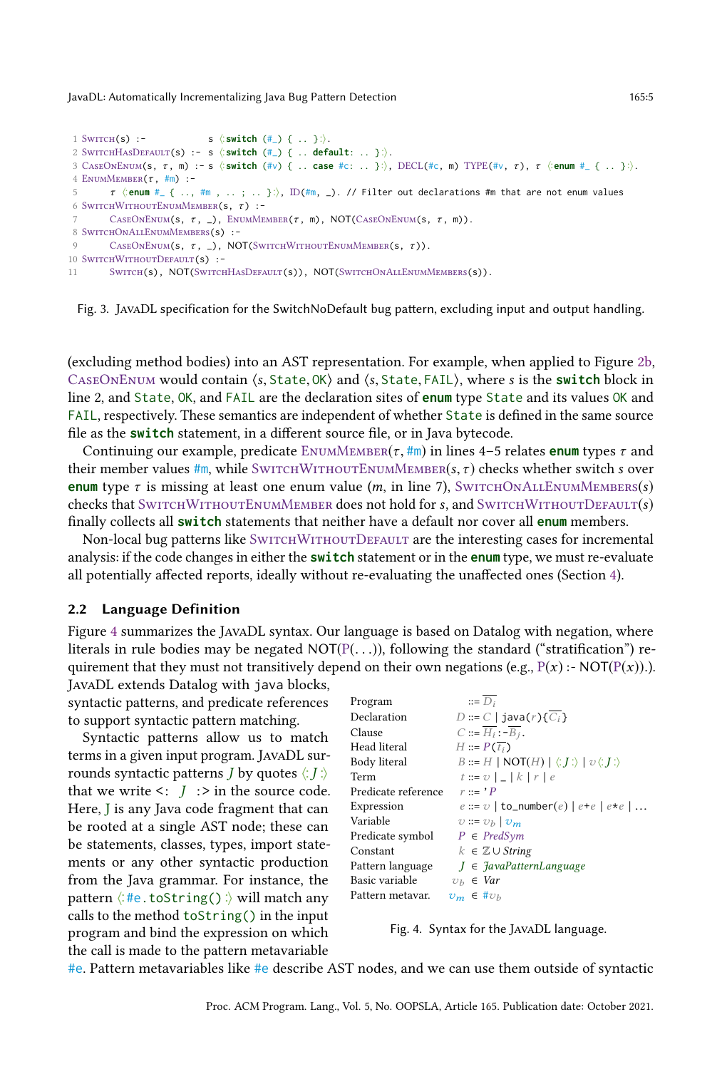```
1 Switch(s) :-           s ⟨:switch (#_) { .. }:⟩.
2 SwitchHasDefault(s) :- s ⟨:switch (#_) { .. default: .. }:⟩.
3 CaseOnEnum(s, τ, m) :- s ⟨:switch (#v) { .. case #c: .. }:⟩, DECL(#c, m) TYPE(#v, τ), τ ⟨:enum #_ { .. }:⟩.
4 EnumMember(τ, #m) :-
5       τ ⟨:enum #_ { .., #m , .. ; .. }:⟩, ID(#m, _). // Filter out declarations #m that are not enum values
6 SwitchWithoutEnumMember(s, τ) :-
7       CaseOnEnum(s, τ, _), EnumMember(τ, m), NOT(CaseOnEnum(s, τ, m)).
8 SwitchOnAllEnumMembers(s) :-
9       CaseOnEnum(s, τ, _), NOT(SwitchWithoutEnumMember(s, τ)).
10 SwitchWithoutDefault(s) :-
11      Switch(s), NOT(SwitchHasDefault(s)), NOT(SwitchOnAllEnumMembers(s)).
```

Fig. 3. JavaDL specification for the SwitchNoDefault bug pattern, excluding input and output handling.

(excluding method bodies) into an AST representation. For example, when applied to Figure 2b, CaseOnEnum would contain $\langle s, \texttt{State}, \texttt{OK}\rangle$ and $\langle s, \texttt{State}, \texttt{FAIL}\rangle$, where $s$ is the **switch** block in line 2, and `State`, `OK`, and `FAIL` are the declaration sites of **enum** type `State` and its values `OK` and `FAIL`, respectively. These semantics are independent of whether `State` is defined in the same source file as the **switch** statement, in a different source file, or in Java bytecode.

Continuing our example, predicate EnumMember($\tau$, #m) in lines 4–5 relates **enum** types $\tau$ and their member values #m, while SwitchWithoutEnumMember($s$, $\tau$) checks whether switch $s$ over **enum** type $\tau$ is missing at least one enum value ($m$, in line 7), SwitchOnAllEnumMembers($s$) checks that SwitchWithoutEnumMember does not hold for $s$, and SwitchWithoutDefault($s$) finally collects all **switch** statements that neither have a default nor cover all **enum** members.

Non-local bug patterns like SwitchWithoutDefault are the interesting cases for incremental analysis: if the code changes in either the **switch** statement or in the **enum** type, we must re-evaluate all potentially affected reports, ideally without re-evaluating the unaffected ones (Section 4).

## 2.2 Language Definition

Figure 4 summarizes the JavaDL syntax. Our language is based on Datalog with negation, where literals in rule bodies may be negated NOT(P(...)), following the standard ("stratification") requirement that they must not transitively depend on their own negations (e.g., P($x$) :- NOT(P($x$)).).

JavaDL extends Datalog with java blocks, syntactic patterns, and predicate references to support syntactic pattern matching.

Syntactic patterns allow us to match terms in a given input program. JavaDL surrounds syntactic patterns $J$ by quotes ⟨: $J$ :⟩ that we write `<: J :>` in the source code. Here, J is any Java code fragment that can be rooted at a single AST node; these can be statements, classes, types, import statements or any other syntactic production from the Java grammar. For instance, the pattern ⟨:#e.toString():⟩ will match any calls to the method `toString()` in the input program and bind the expression on which the call is made to the pattern metavariable #e. Pattern metavariables like #e describe AST nodes, and we can use them outside of syntactic

| | | |
|---|---|---|
| Program | | $::= \overline{D_i}$ |
| Declaration | $D$ | $::= C \mid \texttt{java}(r)\{\overline{C_i}\}$ |
| Clause | $C$ | $::= \overline{H_i}$ :- $\overline{B_j}$. |
| Head literal | $H$ | $::= P(\overline{t_i})$ |
| Body literal | $B$ | $::= H \mid \text{NOT}(H) \mid ⟨: J :⟩ \mid v ⟨: J :⟩$ |
| Term | $t$ | $::= v \mid \_ \mid k \mid r \mid e$ |
| Predicate reference | $r$ | $::=$ '$P$ |
| Expression | $e$ | $::= v \mid \texttt{to\_number}(e) \mid e\texttt{+}e \mid e\texttt{*}e \mid \ldots$ |
| Variable | $v$ | $::= v_b \mid v_m$ |
| Predicate symbol | $P$ | $\in$ *PredSym* |
| Constant | $k$ | $\in \mathbb{Z} \cup$ *String* |
| Pattern language | $J$ | $\in$ *JavaPatternLanguage* |
| Basic variable | $v_b$ | $\in$ *Var* |
| Pattern metavar. | $v_m$ | $\in \# v_b$ |

Fig. 4. Syntax for the JavaDL language.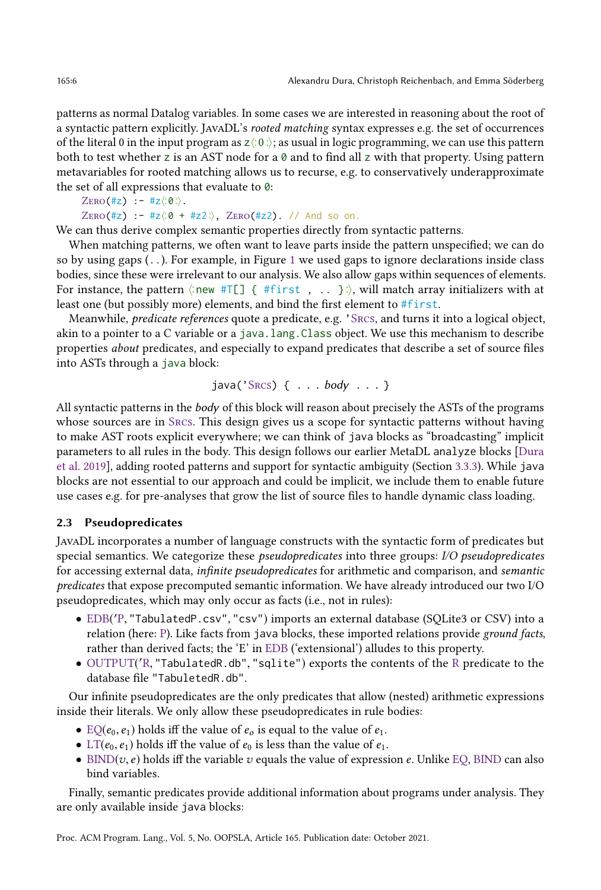patterns as normal Datalog variables. In some cases we are interested in reasoning about the root of a syntactic pattern explicitly. JavaDL's *rooted matching* syntax expresses e.g. the set of occurrences of the literal 0 in the input program as `z⟨:0:⟩`; as usual in logic programming, we can use this pattern both to test whether `z` is an AST node for a `0` and to find all `z` with that property. Using pattern metavariables for rooted matching allows us to recurse, e.g. to conservatively underapproximate the set of all expressions that evaluate to `0`:

```
Zero(#z) :- #z⟨:0:⟩.
Zero(#z) :- #z⟨:0 + #z2:⟩, Zero(#z2). // And so on.
```

We can thus derive complex semantic properties directly from syntactic patterns.

When matching patterns, we often want to leave parts inside the pattern unspecified; we can do so by using gaps (`..`). For example, in Figure 1 we used gaps to ignore declarations inside class bodies, since these were irrelevant to our analysis. We also allow gaps within sequences of elements. For instance, the pattern `⟨:new #T[] { #first , .. }:⟩`, will match array initializers with at least one (but possibly more) elements, and bind the first element to `#first`.

Meanwhile, *predicate references* quote a predicate, e.g. `'Srcs`, and turns it into a logical object, akin to a pointer to a C variable or a `java.lang.Class` object. We use this mechanism to describe properties *about* predicates, and especially to expand predicates that describe a set of source files into ASTs through a `java` block:

```
java('Srcs) { . . . body . . . }
```

All syntactic patterns in the *body* of this block will reason about precisely the ASTs of the programs whose sources are in Srcs. This design gives us a scope for syntactic patterns without having to make AST roots explicit everywhere; we can think of `java` blocks as "broadcasting" implicit parameters to all rules in the body. This design follows our earlier MetaDL `analyze` blocks [Dura et al. 2019], adding rooted patterns and support for syntactic ambiguity (Section 3.3.3). While `java` blocks are not essential to our approach and could be implicit, we include them to enable future use cases e.g. for pre-analyses that grow the list of source files to handle dynamic class loading.

### 2.3 Pseudopredicates

JavaDL incorporates a number of language constructs with the syntactic form of predicates but special semantics. We categorize these *pseudopredicates* into three groups: *I/O pseudopredicates* for accessing external data, *infinite pseudopredicates* for arithmetic and comparison, and *semantic predicates* that expose precomputed semantic information. We have already introduced our two I/O pseudopredicates, which may only occur as facts (i.e., not in rules):

- EDB('P, `"TabulatedP.csv"`, `"csv"`) imports an external database (SQLite3 or CSV) into a relation (here: P). Like facts from `java` blocks, these imported relations provide *ground facts*, rather than derived facts; the 'E' in EDB ('extensional') alludes to this property.
- OUTPUT('R, `"TabulatedR.db"`, `"sqlite"`) exports the contents of the R predicate to the database file `"TabuletedR.db"`.

Our infinite pseudopredicates are the only predicates that allow (nested) arithmetic expressions inside their literals. We only allow these pseudopredicates in rule bodies:

- EQ($e_0$, $e_1$) holds iff the value of $e_o$ is equal to the value of $e_1$.
- LT($e_0$, $e_1$) holds iff the value of $e_0$ is less than the value of $e_1$.
- BIND($v$, $e$) holds iff the variable $v$ equals the value of expression $e$. Unlike EQ, BIND can also bind variables.

Finally, semantic predicates provide additional information about programs under analysis. They are only available inside `java` blocks: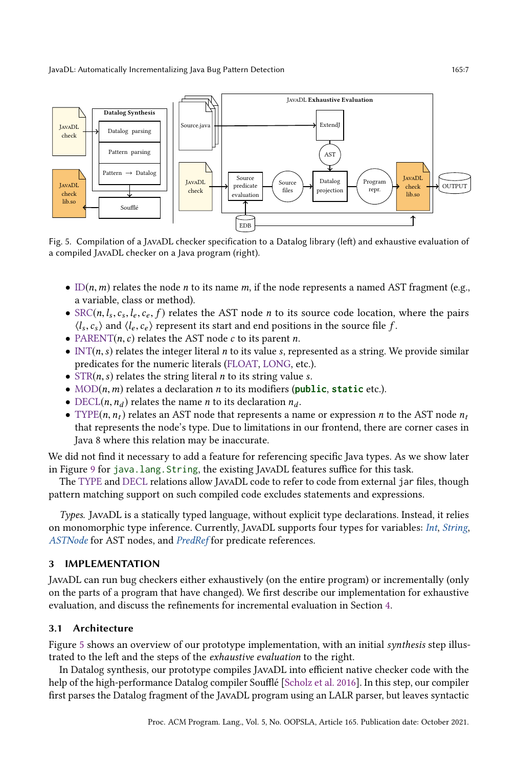Fig. 5. Compilation of a JavaDL checker specification to a Datalog library (left) and exhaustive evaluation of a compiled JavaDL checker on a Java program (right).

- ID$(n, m)$ relates the node $n$ to its name $m$, if the node represents a named AST fragment (e.g., a variable, class or method).
- SRC$(n, l_s, c_s, l_e, c_e, f)$ relates the AST node $n$ to its source code location, where the pairs $\langle l_s, c_s \rangle$ and $\langle l_e, c_e \rangle$ represent its start and end positions in the source file $f$.
- PARENT$(n, c)$ relates the AST node $c$ to its parent $n$.
- INT$(n, s)$ relates the integer literal $n$ to its value $s$, represented as a string. We provide similar predicates for the numeric literals (FLOAT, LONG, etc.).
- STR$(n, s)$ relates the string literal $n$ to its string value $s$.
- MOD$(n, m)$ relates a declaration $n$ to its modifiers (**public**, **static** etc.).
- DECL$(n, n_d)$ relates the name $n$ to its declaration $n_d$.
- TYPE$(n, n_t)$ relates an AST node that represents a name or expression $n$ to the AST node $n_t$ that represents the node's type. Due to limitations in our frontend, there are corner cases in Java 8 where this relation may be inaccurate.

We did not find it necessary to add a feature for referencing specific Java types. As we show later in Figure 9 for `java.lang.String`, the existing JavaDL features suffice for this task.

The TYPE and DECL relations allow JavaDL code to refer to code from external `jar` files, though pattern matching support on such compiled code excludes statements and expressions.

*Types.* JavaDL is a statically typed language, without explicit type declarations. Instead, it relies on monomorphic type inference. Currently, JavaDL supports four types for variables: *Int*, *String*, *ASTNode* for AST nodes, and *PredRef* for predicate references.

## 3 IMPLEMENTATION

JavaDL can run bug checkers either exhaustively (on the entire program) or incrementally (only on the parts of a program that have changed). We first describe our implementation for exhaustive evaluation, and discuss the refinements for incremental evaluation in Section 4.

### 3.1 Architecture

Figure 5 shows an overview of our prototype implementation, with an initial *synthesis* step illustrated to the left and the steps of the *exhaustive evaluation* to the right.

In Datalog synthesis, our prototype compiles JavaDL into efficient native checker code with the help of the high-performance Datalog compiler Soufflé [Scholz et al. 2016]. In this step, our compiler first parses the Datalog fragment of the JavaDL program using an LALR parser, but leaves syntactic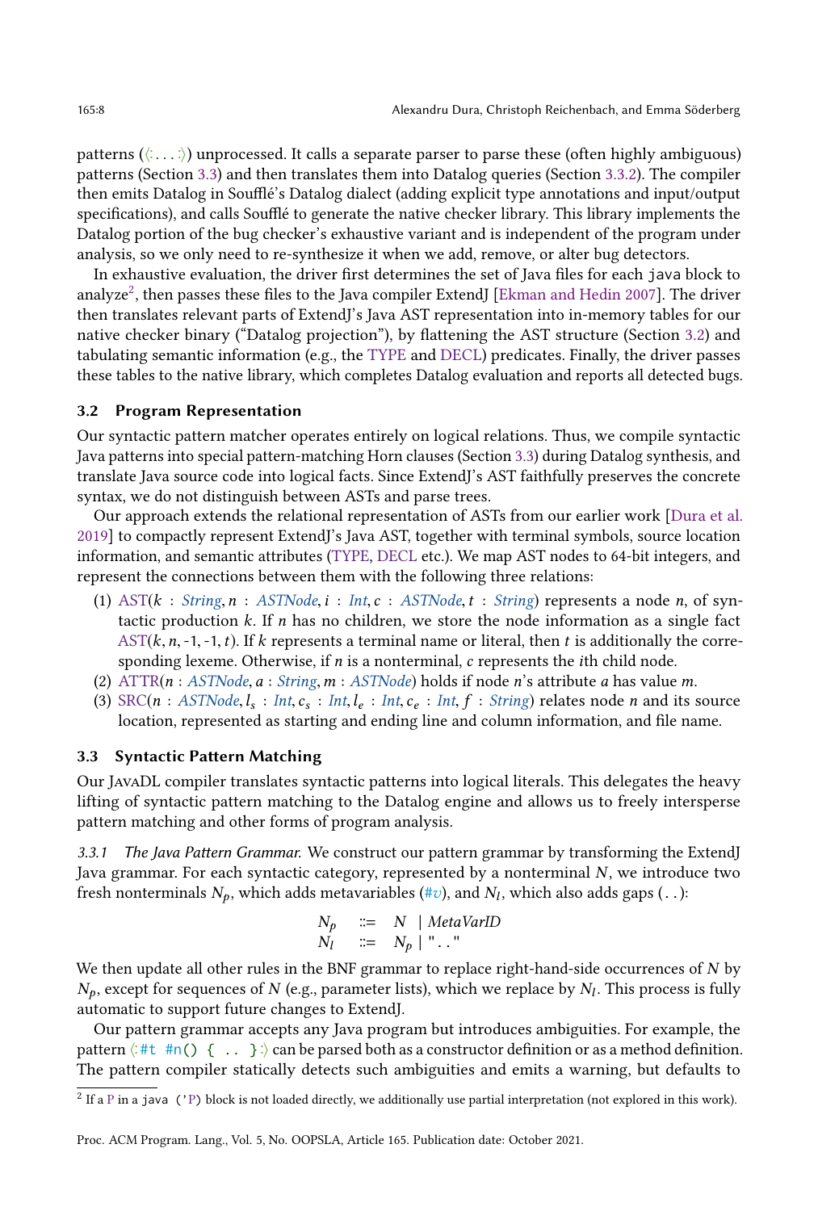patterns (⟨: . . . :⟩) unprocessed. It calls a separate parser to parse these (often highly ambiguous) patterns (Section 3.3) and then translates them into Datalog queries (Section 3.3.2). The compiler then emits Datalog in Soufflé's Datalog dialect (adding explicit type annotations and input/output specifications), and calls Soufflé to generate the native checker library. This library implements the Datalog portion of the bug checker's exhaustive variant and is independent of the program under analysis, so we only need to re-synthesize it when we add, remove, or alter bug detectors.

In exhaustive evaluation, the driver first determines the set of Java files for each `java` block to analyze[2], then passes these files to the Java compiler ExtendJ [Ekman and Hedin 2007]. The driver then translates relevant parts of ExtendJ's Java AST representation into in-memory tables for our native checker binary ("Datalog projection"), by flattening the AST structure (Section 3.2) and tabulating semantic information (e.g., the TYPE and DECL) predicates. Finally, the driver passes these tables to the native library, which completes Datalog evaluation and reports all detected bugs.

### 3.2 Program Representation

Our syntactic pattern matcher operates entirely on logical relations. Thus, we compile syntactic Java patterns into special pattern-matching Horn clauses (Section 3.3) during Datalog synthesis, and translate Java source code into logical facts. Since ExtendJ's AST faithfully preserves the concrete syntax, we do not distinguish between ASTs and parse trees.

Our approach extends the relational representation of ASTs from our earlier work [Dura et al. 2019] to compactly represent ExtendJ's Java AST, together with terminal symbols, source location information, and semantic attributes (TYPE, DECL etc.). We map AST nodes to 64-bit integers, and represent the connections between them with the following three relations:

1. AST($k$ : *String*, $n$ : *ASTNode*, $i$ : *Int*, $c$ : *ASTNode*, $t$ : *String*) represents a node $n$, of syntactic production $k$. If $n$ has no children, we store the node information as a single fact AST($k$, $n$, -1, -1, $t$). If $k$ represents a terminal name or literal, then $t$ is additionally the corresponding lexeme. Otherwise, if $n$ is a nonterminal, $c$ represents the $i$th child node.
2. ATTR($n$ : *ASTNode*, $a$ : *String*, $m$ : *ASTNode*) holds if node $n$'s attribute $a$ has value $m$.
3. SRC($n$ : *ASTNode*, $l_s$ : *Int*, $c_s$ : *Int*, $l_e$ : *Int*, $c_e$ : *Int*, $f$ : *String*) relates node $n$ and its source location, represented as starting and ending line and column information, and file name.

### 3.3 Syntactic Pattern Matching

Our JavaDL compiler translates syntactic patterns into logical literals. This delegates the heavy lifting of syntactic pattern matching to the Datalog engine and allows us to freely intersperse pattern matching and other forms of program analysis.

*3.3.1 The Java Pattern Grammar.* We construct our pattern grammar by transforming the ExtendJ Java grammar. For each syntactic category, represented by a nonterminal $N$, we introduce two fresh nonterminals $N_p$, which adds metavariables (#$v$), and $N_l$, which also adds gaps (`..`):

$$
\begin{aligned}
N_p \quad &::= \quad N \;\mid\; \mathit{MetaVarID} \\
N_l \quad &::= \quad N_p \;\mid\; \texttt{".."}
\end{aligned}
$$

We then update all other rules in the BNF grammar to replace right-hand-side occurrences of $N$ by $N_p$, except for sequences of $N$ (e.g., parameter lists), which we replace by $N_l$. This process is fully automatic to support future changes to ExtendJ.

Our pattern grammar accepts any Java program but introduces ambiguities. For example, the pattern ⟨: `#t #n() { .. }` :⟩ can be parsed both as a constructor definition or as a method definition. The pattern compiler statically detects such ambiguities and emits a warning, but defaults to

[2] If a P in a `java ('P)` block is not loaded directly, we additionally use partial interpretation (not explored in this work).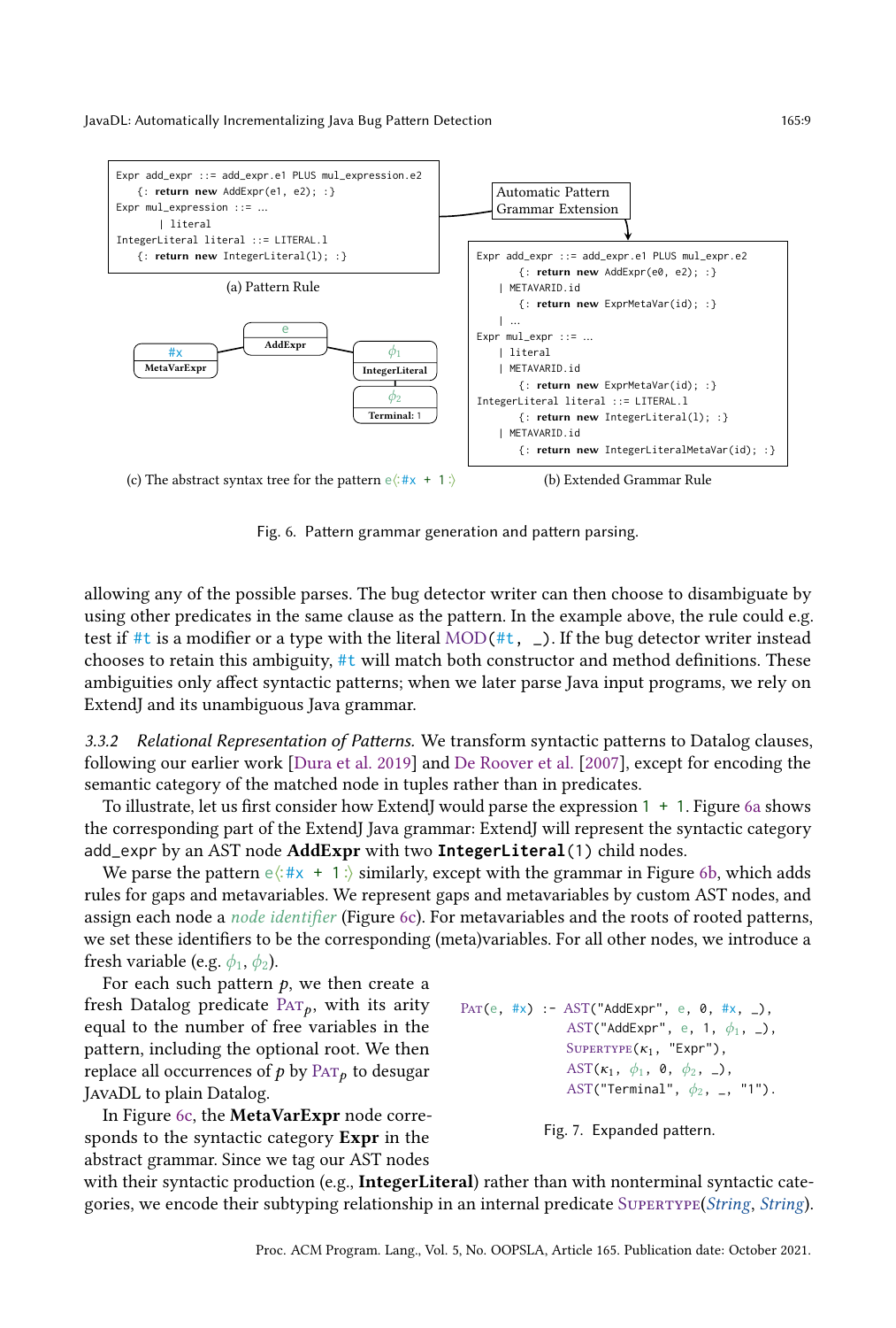```
Expr add_expr ::= add_expr.e1 PLUS mul_expression.e2
    {: return new AddExpr(e1, e2); :}
Expr mul_expression ::= ...
       | literal
IntegerLiteral literal ::= LITERAL.l
    {: return new IntegerLiteral(l); :}
```

(a) Pattern Rule

Automatic Pattern Grammar Extension

```
Expr add_expr ::= add_expr.e1 PLUS mul_expr.e2
        {: return new AddExpr(e0, e2); :}
    | METAVARID.id
        {: return new ExprMetaVar(id); :}
    | ...
Expr mul_expr ::= ...
    | literal
    | METAVARID.id
        {: return new ExprMetaVar(id); :}
IntegerLiteral literal ::= LITERAL.l
        {: return new IntegerLiteral(l); :}
    | METAVARID.id
        {: return new IntegerLiteralMetaVar(id); :}
```

(b) Extended Grammar Rule

(c) The abstract syntax tree for the pattern e⟨: #x + 1 :⟩

Fig. 6. Pattern grammar generation and pattern parsing.

allowing any of the possible parses. The bug detector writer can then choose to disambiguate by using other predicates in the same clause as the pattern. In the example above, the rule could e.g. test if #t is a modifier or a type with the literal MOD(#t, _). If the bug detector writer instead chooses to retain this ambiguity, #t will match both constructor and method definitions. These ambiguities only affect syntactic patterns; when we later parse Java input programs, we rely on ExtendJ and its unambiguous Java grammar.

*3.3.2 Relational Representation of Patterns.* We transform syntactic patterns to Datalog clauses, following our earlier work [Dura et al. 2019] and De Roover et al. [2007], except for encoding the semantic category of the matched node in tuples rather than in predicates.

To illustrate, let us first consider how ExtendJ would parse the expression `1 + 1`. Figure 6a shows the corresponding part of the ExtendJ Java grammar: ExtendJ will represent the syntactic category `add_expr` by an AST node **AddExpr** with two **IntegerLiteral**(1) child nodes.

We parse the pattern e⟨: #x + 1 :⟩ similarly, except with the grammar in Figure 6b, which adds rules for gaps and metavariables. We represent gaps and metavariables by custom AST nodes, and assign each node a *node identifier* (Figure 6c). For metavariables and the roots of rooted patterns, we set these identifiers to be the corresponding (meta)variables. For all other nodes, we introduce a fresh variable (e.g. $\phi_1$, $\phi_2$).

For each such pattern $p$, we then create a fresh Datalog predicate $\text{PAT}_p$, with its arity equal to the number of free variables in the pattern, including the optional root. We then replace all occurrences of $p$ by $\text{PAT}_p$ to desugar JavaDL to plain Datalog.

```
PAT(e, #x) :- AST("AddExpr", e, 0, #x, _),
              AST("AddExpr", e, 1, φ1, _),
              SUPERTYPE(κ1, "Expr"),
              AST(κ1, φ1, 0, φ2, _),
              AST("Terminal", φ2, _, "1").
```

Fig. 7. Expanded pattern.

In Figure 6c, the **MetaVarExpr** node corresponds to the syntactic category **Expr** in the abstract grammar. Since we tag our AST nodes with their syntactic production (e.g., **IntegerLiteral**) rather than with nonterminal syntactic categories, we encode their subtyping relationship in an internal predicate SUPERTYPE(*String*, *String*).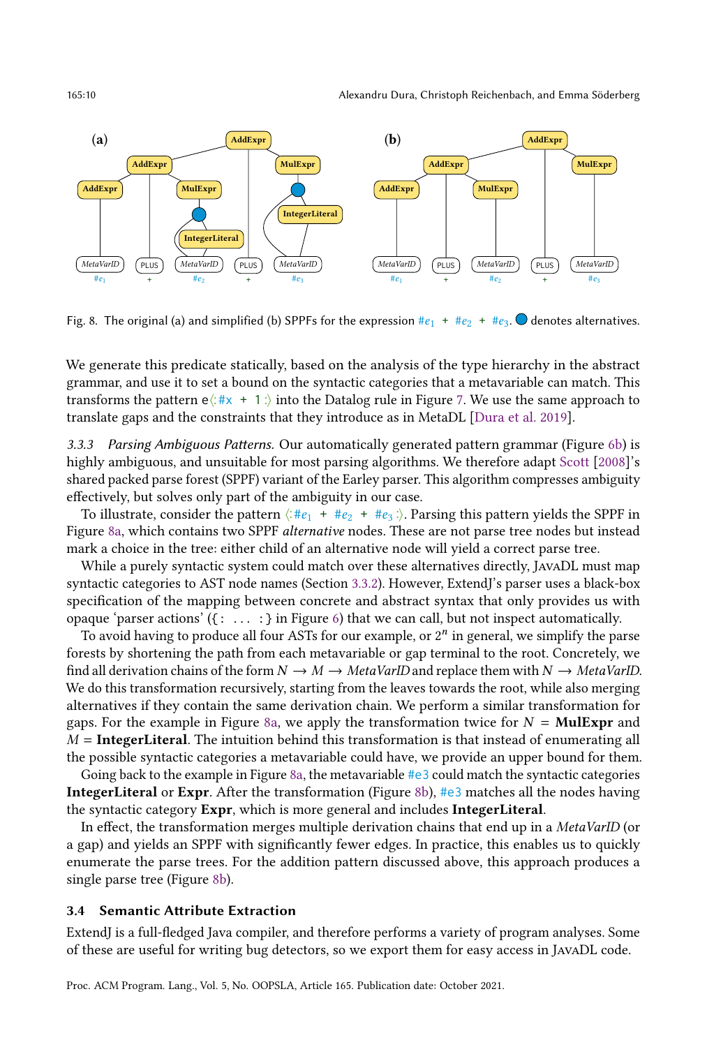Fig. 8. The original (a) and simplified (b) SPPFs for the expression $\#e_1$ + $\#e_2$ + $\#e_3$. ● denotes alternatives.

We generate this predicate statically, based on the analysis of the type hierarchy in the abstract grammar, and use it to set a bound on the syntactic categories that a metavariable can match. This transforms the pattern e⟨:#x + 1:⟩ into the Datalog rule in Figure 7. We use the same approach to translate gaps and the constraints that they introduce as in MetaDL [Dura et al. 2019].

*3.3.3 Parsing Ambiguous Patterns.* Our automatically generated pattern grammar (Figure 6b) is highly ambiguous, and unsuitable for most parsing algorithms. We therefore adapt Scott [2008]'s shared packed parse forest (SPPF) variant of the Earley parser. This algorithm compresses ambiguity effectively, but solves only part of the ambiguity in our case.

To illustrate, consider the pattern ⟨:$\#e_1$ + $\#e_2$ + $\#e_3$:⟩. Parsing this pattern yields the SPPF in Figure 8a, which contains two SPPF *alternative* nodes. These are not parse tree nodes but instead mark a choice in the tree: either child of an alternative node will yield a correct parse tree.

While a purely syntactic system could match over these alternatives directly, JavaDL must map syntactic categories to AST node names (Section 3.3.2). However, ExtendJ's parser uses a black-box specification of the mapping between concrete and abstract syntax that only provides us with opaque 'parser actions' ({: ... :} in Figure 6) that we can call, but not inspect automatically.

To avoid having to produce all four ASTs for our example, or $2^n$ in general, we simplify the parse forests by shortening the path from each metavariable or gap terminal to the root. Concretely, we find all derivation chains of the form $N \rightarrow M \rightarrow \mathit{MetaVarID}$ and replace them with $N \rightarrow \mathit{MetaVarID}$. We do this transformation recursively, starting from the leaves towards the root, while also merging alternatives if they contain the same derivation chain. We perform a similar transformation for gaps. For the example in Figure 8a, we apply the transformation twice for $N$ = **MulExpr** and $M$ = **IntegerLiteral**. The intuition behind this transformation is that instead of enumerating all the possible syntactic categories a metavariable could have, we provide an upper bound for them.

Going back to the example in Figure 8a, the metavariable #e3 could match the syntactic categories **IntegerLiteral** or **Expr**. After the transformation (Figure 8b), #e3 matches all the nodes having the syntactic category **Expr**, which is more general and includes **IntegerLiteral**.

In effect, the transformation merges multiple derivation chains that end up in a *MetaVarID* (or a gap) and yields an SPPF with significantly fewer edges. In practice, this enables us to quickly enumerate the parse trees. For the addition pattern discussed above, this approach produces a single parse tree (Figure 8b).

### 3.4 Semantic Attribute Extraction

ExtendJ is a full-fledged Java compiler, and therefore performs a variety of program analyses. Some of these are useful for writing bug detectors, so we export them for easy access in JavaDL code.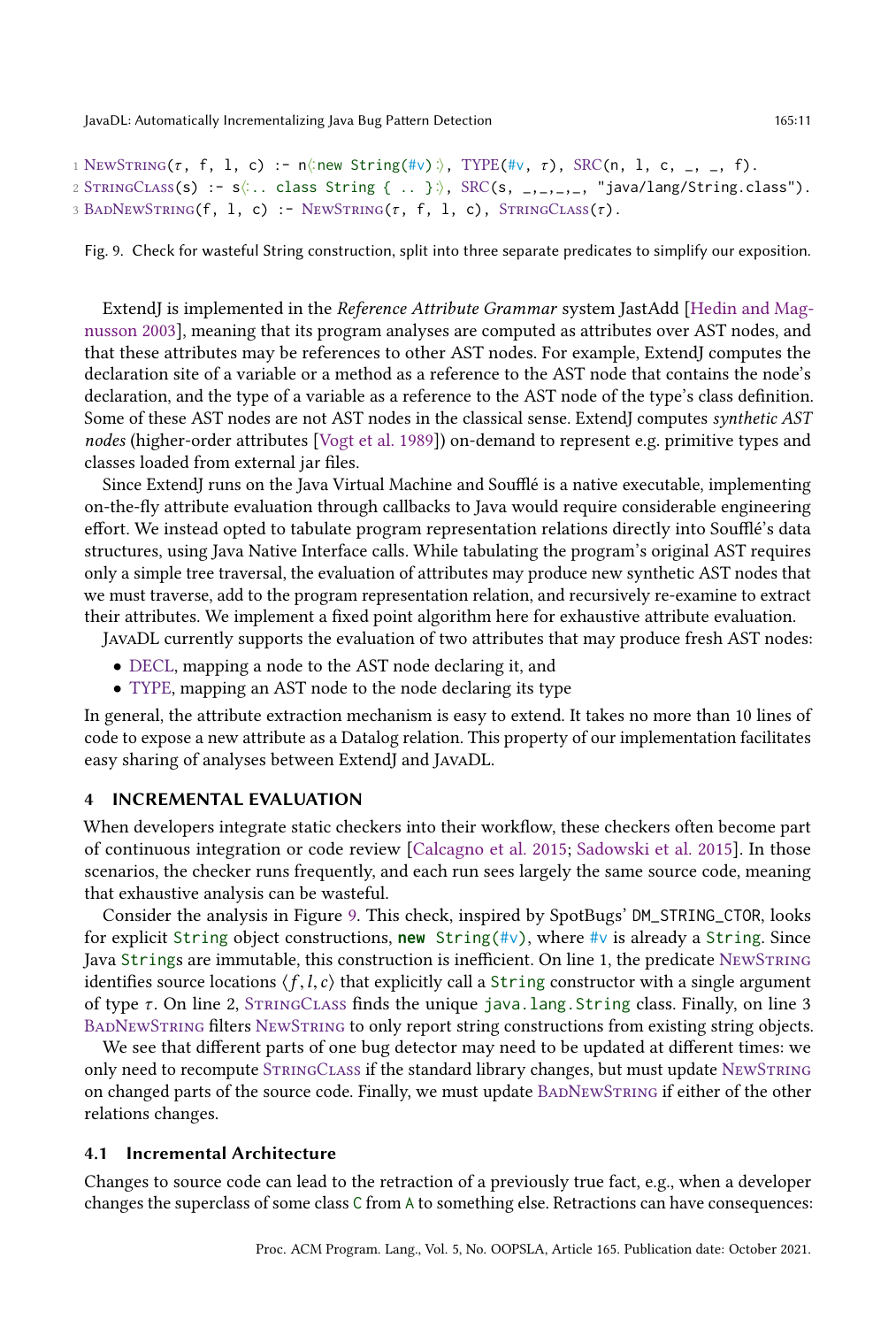```
1 NewString(τ, f, l, c) :- n⟨:new String(#v):⟩, TYPE(#v, τ), SRC(n, l, c, _, _, f).
2 StringClass(s) :- s⟨:.. class String { .. }:⟩, SRC(s, _,_,_,_, "java/lang/String.class").
3 BadNewString(f, l, c) :- NewString(τ, f, l, c), StringClass(τ).
```

Fig. 9. Check for wasteful String construction, split into three separate predicates to simplify our exposition.

ExtendJ is implemented in the *Reference Attribute Grammar* system JastAdd [Hedin and Magnusson 2003], meaning that its program analyses are computed as attributes over AST nodes, and that these attributes may be references to other AST nodes. For example, ExtendJ computes the declaration site of a variable or a method as a reference to the AST node that contains the node's declaration, and the type of a variable as a reference to the AST node of the type's class definition. Some of these AST nodes are not AST nodes in the classical sense. ExtendJ computes *synthetic AST nodes* (higher-order attributes [Vogt et al. 1989]) on-demand to represent e.g. primitive types and classes loaded from external jar files.

Since ExtendJ runs on the Java Virtual Machine and Soufflé is a native executable, implementing on-the-fly attribute evaluation through callbacks to Java would require considerable engineering effort. We instead opted to tabulate program representation relations directly into Soufflé's data structures, using Java Native Interface calls. While tabulating the program's original AST requires only a simple tree traversal, the evaluation of attributes may produce new synthetic AST nodes that we must traverse, add to the program representation relation, and recursively re-examine to extract their attributes. We implement a fixed point algorithm here for exhaustive attribute evaluation.

JavaDL currently supports the evaluation of two attributes that may produce fresh AST nodes:

- DECL, mapping a node to the AST node declaring it, and
- TYPE, mapping an AST node to the node declaring its type

In general, the attribute extraction mechanism is easy to extend. It takes no more than 10 lines of code to expose a new attribute as a Datalog relation. This property of our implementation facilitates easy sharing of analyses between ExtendJ and JavaDL.

## 4 INCREMENTAL EVALUATION

When developers integrate static checkers into their workflow, these checkers often become part of continuous integration or code review [Calcagno et al. 2015; Sadowski et al. 2015]. In those scenarios, the checker runs frequently, and each run sees largely the same source code, meaning that exhaustive analysis can be wasteful.

Consider the analysis in Figure 9. This check, inspired by SpotBugs' DM_STRING_CTOR, looks for explicit `String` object constructions, **new** `String(#v)`, where `#v` is already a `String`. Since Java `String`s are immutable, this construction is inefficient. On line 1, the predicate NewString identifies source locations $\langle f, l, c \rangle$ that explicitly call a `String` constructor with a single argument of type $\tau$. On line 2, StringClass finds the unique `java.lang.String` class. Finally, on line 3 BadNewString filters NewString to only report string constructions from existing string objects.

We see that different parts of one bug detector may need to be updated at different times: we only need to recompute StringClass if the standard library changes, but must update NewString on changed parts of the source code. Finally, we must update BadNewString if either of the other relations changes.

### 4.1 Incremental Architecture

Changes to source code can lead to the retraction of a previously true fact, e.g., when a developer changes the superclass of some class `C` from `A` to something else. Retractions can have consequences: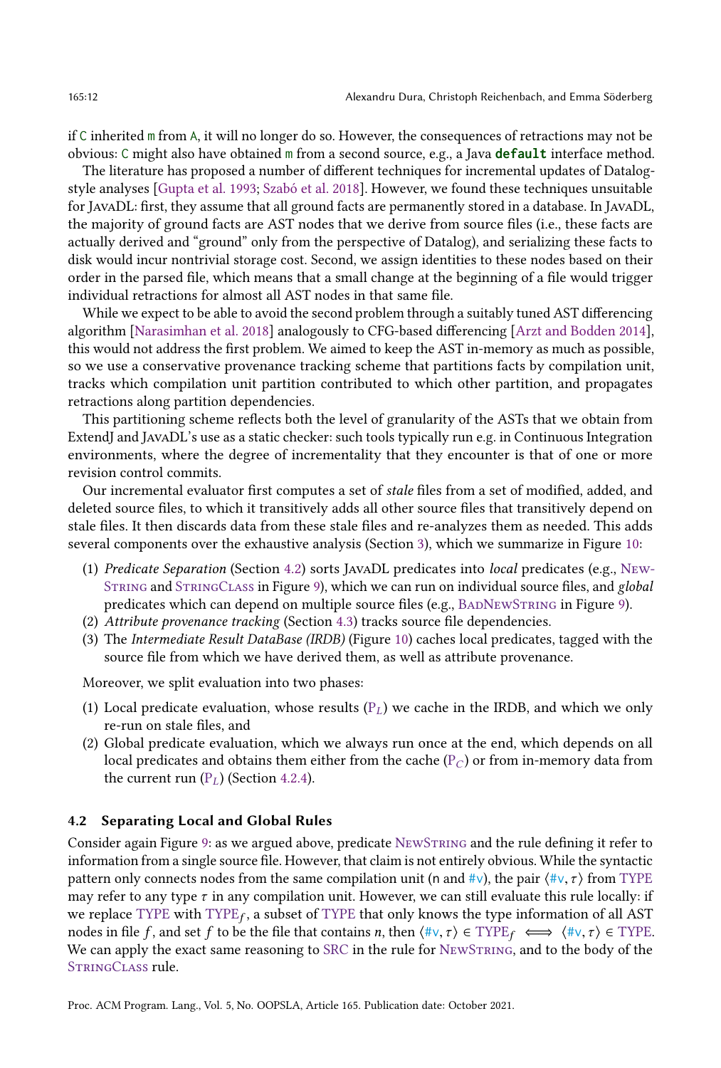if `C` inherited `m` from `A`, it will no longer do so. However, the consequences of retractions may not be obvious: `C` might also have obtained `m` from a second source, e.g., a Java **`default`** interface method.

The literature has proposed a number of different techniques for incremental updates of Datalog-style analyses [Gupta et al. 1993; Szabó et al. 2018]. However, we found these techniques unsuitable for JavaDL: first, they assume that all ground facts are permanently stored in a database. In JavaDL, the majority of ground facts are AST nodes that we derive from source files (i.e., these facts are actually derived and "ground" only from the perspective of Datalog), and serializing these facts to disk would incur nontrivial storage cost. Second, we assign identities to these nodes based on their order in the parsed file, which means that a small change at the beginning of a file would trigger individual retractions for almost all AST nodes in that same file.

While we expect to be able to avoid the second problem through a suitably tuned AST differencing algorithm [Narasimhan et al. 2018] analogously to CFG-based differencing [Arzt and Bodden 2014], this would not address the first problem. We aimed to keep the AST in-memory as much as possible, so we use a conservative provenance tracking scheme that partitions facts by compilation unit, tracks which compilation unit partition contributed to which other partition, and propagates retractions along partition dependencies.

This partitioning scheme reflects both the level of granularity of the ASTs that we obtain from ExtendJ and JavaDL's use as a static checker: such tools typically run e.g. in Continuous Integration environments, where the degree of incrementality that they encounter is that of one or more revision control commits.

Our incremental evaluator first computes a set of *stale* files from a set of modified, added, and deleted source files, to which it transitively adds all other source files that transitively depend on stale files. It then discards data from these stale files and re-analyzes them as needed. This adds several components over the exhaustive analysis (Section 3), which we summarize in Figure 10:

1. *Predicate Separation* (Section 4.2) sorts JavaDL predicates into *local* predicates (e.g., NewString and StringClass in Figure 9), which we can run on individual source files, and *global* predicates which can depend on multiple source files (e.g., BadNewString in Figure 9).
2. *Attribute provenance tracking* (Section 4.3) tracks source file dependencies.
3. The *Intermediate Result DataBase (IRDB)* (Figure 10) caches local predicates, tagged with the source file from which we have derived them, as well as attribute provenance.

Moreover, we split evaluation into two phases:

1. Local predicate evaluation, whose results ($P_L$) we cache in the IRDB, and which we only re-run on stale files, and
2. Global predicate evaluation, which we always run once at the end, which depends on all local predicates and obtains them either from the cache ($P_C$) or from in-memory data from the current run ($P_L$) (Section 4.2.4).

### 4.2 Separating Local and Global Rules

Consider again Figure 9: as we argued above, predicate NewString and the rule defining it refer to information from a single source file. However, that claim is not entirely obvious. While the syntactic pattern only connects nodes from the same compilation unit (n and #v), the pair $\langle \#v, \tau \rangle$ from TYPE may refer to any type $\tau$ in any compilation unit. However, we can still evaluate this rule locally: if we replace TYPE with $\mathrm{TYPE}_f$, a subset of TYPE that only knows the type information of all AST nodes in file $f$, and set $f$ to be the file that contains $n$, then $\langle \#v, \tau \rangle \in \mathrm{TYPE}_f \iff \langle \#v, \tau \rangle \in \mathrm{TYPE}$. We can apply the exact same reasoning to SRC in the rule for NewString, and to the body of the StringClass rule.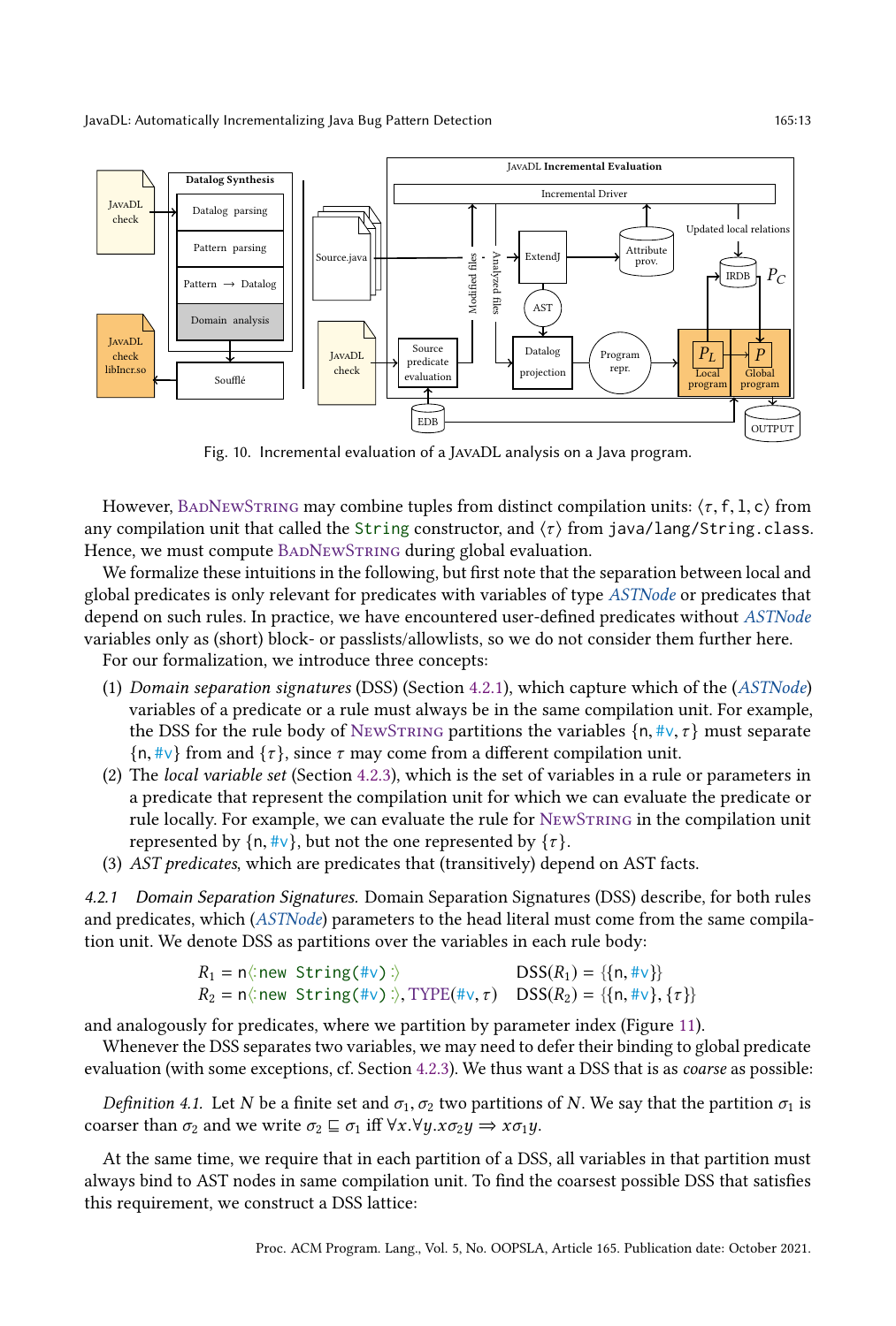Fig. 10. Incremental evaluation of a JavaDL analysis on a Java program.

However, BadNewString may combine tuples from distinct compilation units: $\langle \tau, \mathsf{f}, \mathsf{l}, \mathsf{c} \rangle$ from any compilation unit that called the `String` constructor, and $\langle \tau \rangle$ from `java/lang/String.class`. Hence, we must compute BadNewString during global evaluation.

We formalize these intuitions in the following, but first note that the separation between local and global predicates is only relevant for predicates with variables of type *ASTNode* or predicates that depend on such rules. In practice, we have encountered user-defined predicates without *ASTNode* variables only as (short) block- or passlists/allowlists, so we do not consider them further here.

For our formalization, we introduce three concepts:

1. *Domain separation signatures* (DSS) (Section 4.2.1), which capture which of the (*ASTNode*) variables of a predicate or a rule must always be in the same compilation unit. For example, the DSS for the rule body of NewString partitions the variables $\{\mathsf{n}, \#\mathsf{v}, \tau\}$ must separate $\{\mathsf{n}, \#\mathsf{v}\}$ from and $\{\tau\}$, since $\tau$ may come from a different compilation unit.
2. The *local variable set* (Section 4.2.3), which is the set of variables in a rule or parameters in a predicate that represent the compilation unit for which we can evaluate the predicate or rule locally. For example, we can evaluate the rule for NewString in the compilation unit represented by $\{\mathsf{n}, \#\mathsf{v}\}$, but not the one represented by $\{\tau\}$.
3. *AST predicates*, which are predicates that (transitively) depend on AST facts.

*4.2.1 Domain Separation Signatures.* Domain Separation Signatures (DSS) describe, for both rules and predicates, which (*ASTNode*) parameters to the head literal must come from the same compilation unit. We denote DSS as partitions over the variables in each rule body:

$$R_1 = \mathsf{n}\langle\!:\texttt{new String(\#v)}:\!\rangle \qquad \text{DSS}(R_1) = \{\{\mathsf{n}, \#\mathsf{v}\}\}$$
$$R_2 = \mathsf{n}\langle\!:\texttt{new String(\#v)}:\!\rangle, \text{TYPE}(\#\mathsf{v}, \tau) \qquad \text{DSS}(R_2) = \{\{\mathsf{n}, \#\mathsf{v}\}, \{\tau\}\}$$

and analogously for predicates, where we partition by parameter index (Figure 11).

Whenever the DSS separates two variables, we may need to defer their binding to global predicate evaluation (with some exceptions, cf. Section 4.2.3). We thus want a DSS that is as *coarse* as possible:

*Definition 4.1.* Let $N$ be a finite set and $\sigma_1, \sigma_2$ two partitions of $N$. We say that the partition $\sigma_1$ is coarser than $\sigma_2$ and we write $\sigma_2 \sqsubseteq \sigma_1$ iff $\forall x.\forall y. x\sigma_2 y \Rightarrow x\sigma_1 y$.

At the same time, we require that in each partition of a DSS, all variables in that partition must always bind to AST nodes in same compilation unit. To find the coarsest possible DSS that satisfies this requirement, we construct a DSS lattice: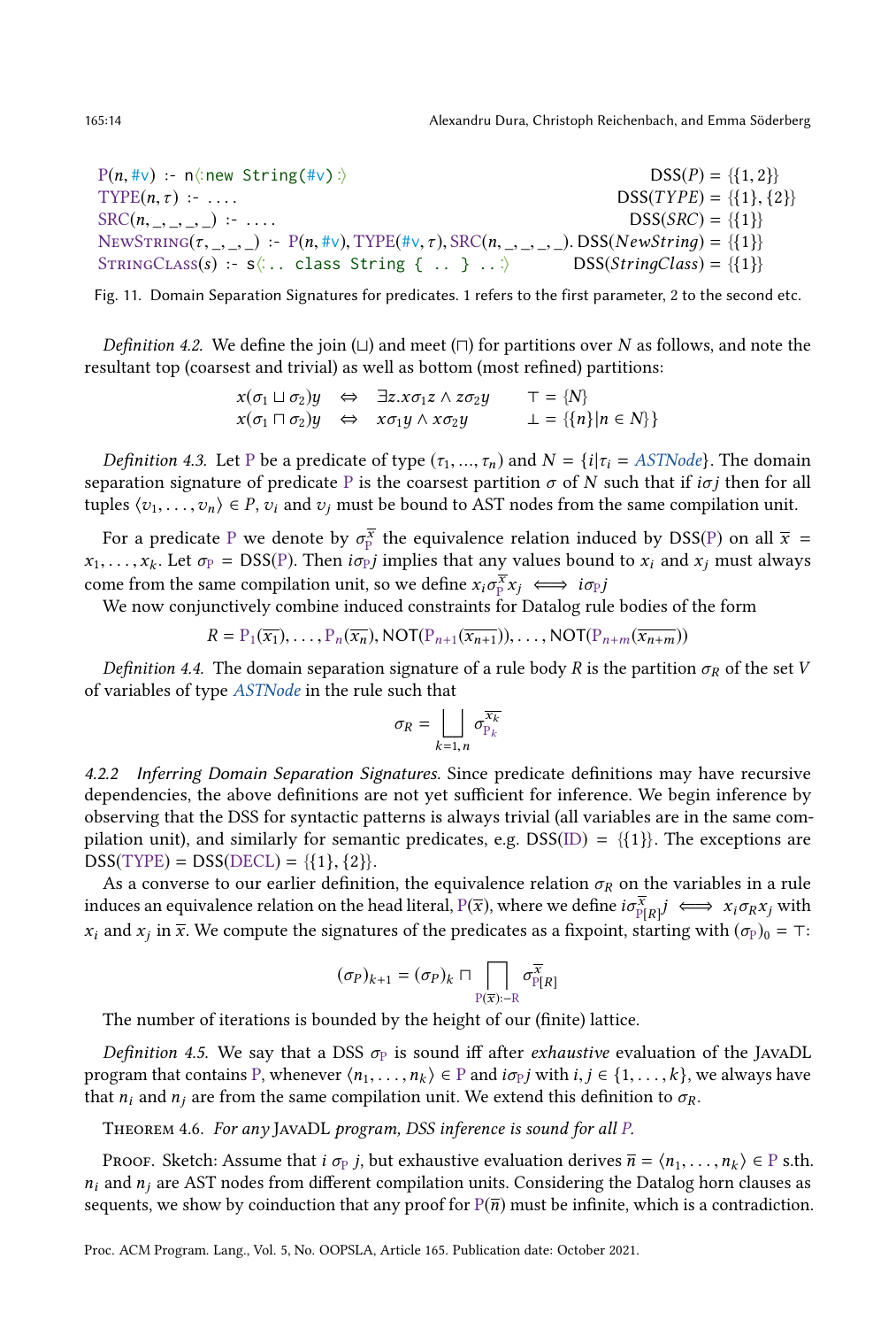```
P(n, #v) :- n⟨:new String(#v) :⟩                               DSS(P) = {{1, 2}}
TYPE(n, τ) :- ....                                                DSS(TYPE) = {{1}, {2}}
SRC(n, _, _, _, _) :- ....                                        DSS(SRC) = {{1}}
NewString(τ, _, _, _) :- P(n, #v), TYPE(#v, τ), SRC(n, _, _, _, _). DSS(NewString) = {{1}}
StringClass(s) :- s⟨:.. class String { .. } ..:⟩                  DSS(StringClass) = {{1}}
```

Fig. 11. Domain Separation Signatures for predicates. 1 refers to the first parameter, 2 to the second etc.

*Definition 4.2.* We define the join ($\sqcup$) and meet ($\sqcap$) for partitions over $N$ as follows, and note the resultant top (coarsest and trivial) as well as bottom (most refined) partitions:

$$x(\sigma_1 \sqcup \sigma_2)y \iff \exists z. x\sigma_1 z \wedge z\sigma_2 y \qquad \top = \{N\}$$
$$x(\sigma_1 \sqcap \sigma_2)y \iff x\sigma_1 y \wedge x\sigma_2 y \qquad \bot = \{\{n\} | n \in N\}$$

*Definition 4.3.* Let P be a predicate of type $(\tau_1, ..., \tau_n)$ and $N = \{i | \tau_i = ASTNode\}$. The domain separation signature of predicate P is the coarsest partition $\sigma$ of $N$ such that if $i\sigma j$ then for all tuples $\langle v_1, \ldots, v_n \rangle \in P$, $v_i$ and $v_j$ must be bound to AST nodes from the same compilation unit.

For a predicate P we denote by $\sigma_P^{\overline{x}}$ the equivalence relation induced by DSS(P) on all $\overline{x} = x_1, \ldots, x_k$. Let $\sigma_P = \text{DSS(P)}$. Then $i\sigma_P j$ implies that any values bound to $x_i$ and $x_j$ must always come from the same compilation unit, so we define $x_i \sigma_P^{\overline{x}} x_j \iff i\sigma_P j$

We now conjunctively combine induced constraints for Datalog rule bodies of the form

$$R = \text{P}_1(\overline{x_1}), \ldots, \text{P}_n(\overline{x_n}), \text{NOT}(\text{P}_{n+1}(\overline{x_{n+1}})), \ldots, \text{NOT}(\text{P}_{n+m}(\overline{x_{n+m}}))$$

*Definition 4.4.* The domain separation signature of a rule body $R$ is the partition $\sigma_R$ of the set $V$ of variables of type *ASTNode* in the rule such that

$$\sigma_R = \bigsqcup_{k=1,n} \sigma_{\text{P}_k}^{\overline{x_k}}$$

#### 4.2.2 Inferring Domain Separation Signatures.

Since predicate definitions may have recursive dependencies, the above definitions are not yet sufficient for inference. We begin inference by observing that the DSS for syntactic patterns is always trivial (all variables are in the same compilation unit), and similarly for semantic predicates, e.g. DSS(ID) = $\{\{1\}\}$. The exceptions are DSS(TYPE) = DSS(DECL) = $\{\{1\}, \{2\}\}$.

As a converse to our earlier definition, the equivalence relation $\sigma_R$ on the variables in a rule induces an equivalence relation on the head literal, $\text{P}(\overline{x})$, where we define $i\sigma_{\text{P}[R]}^{\overline{x}} j \iff x_i \sigma_R x_j$ with $x_i$ and $x_j$ in $\overline{x}$. We compute the signatures of the predicates as a fixpoint, starting with $(\sigma_\text{P})_0 = \top$:

$$(\sigma_P)_{k+1} = (\sigma_P)_k \sqcap \bigsqcap_{\text{P}(\overline{x}) :- \text{R}} \sigma_{\text{P}[R]}^{\overline{x}}$$

The number of iterations is bounded by the height of our (finite) lattice.

*Definition 4.5.* We say that a DSS $\sigma_\text{P}$ is sound iff after *exhaustive* evaluation of the JavaDL program that contains P, whenever $\langle n_1, \ldots, n_k \rangle \in \text{P}$ and $i\sigma_\text{P} j$ with $i, j \in \{1, \ldots, k\}$, we always have that $n_i$ and $n_j$ are from the same compilation unit. We extend this definition to $\sigma_R$.

Theorem 4.6. *For any* JavaDL *program, DSS inference is sound for all* P.

Proof. Sketch: Assume that $i \; \sigma_\text{P} \; j$, but exhaustive evaluation derives $\overline{n} = \langle n_1, \ldots, n_k \rangle \in \text{P}$ s.th. $n_i$ and $n_j$ are AST nodes from different compilation units. Considering the Datalog horn clauses as sequents, we show by coinduction that any proof for $\text{P}(\overline{n})$ must be infinite, which is a contradiction.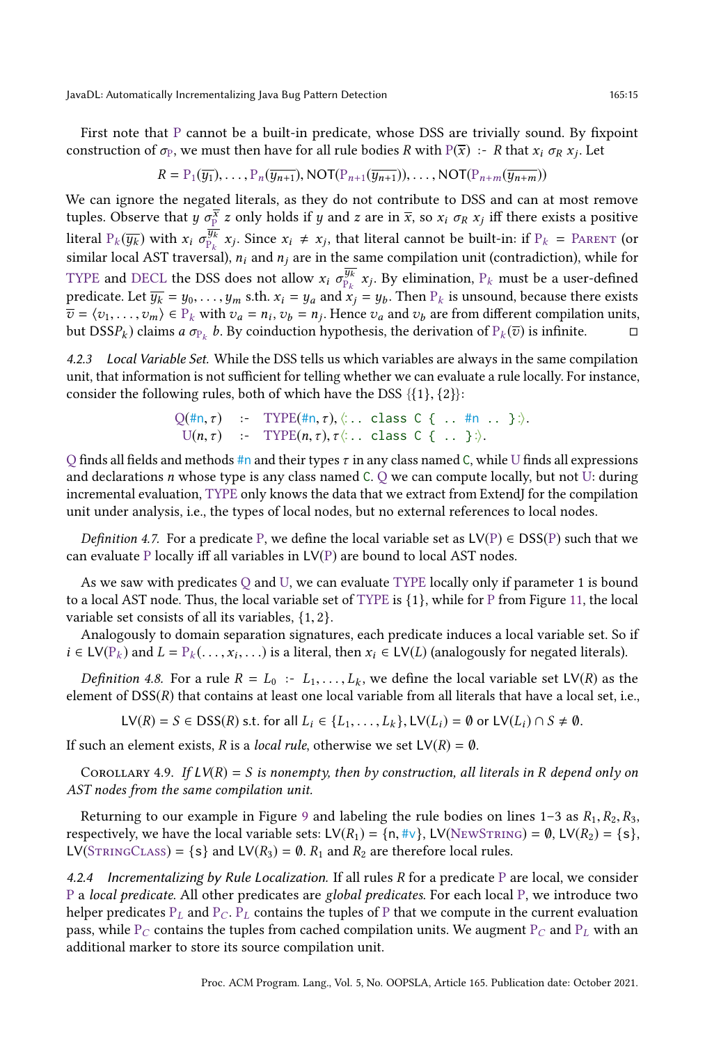First note that P cannot be a built-in predicate, whose DSS are trivially sound. By fixpoint construction of $\sigma_P$, we must then have for all rule bodies $R$ with $P(\overline{x})$ :- $R$ that $x_i \ \sigma_R \ x_j$. Let

$$R = P_1(\overline{y_1}), \ldots, P_n(\overline{y_{n+1}}), \mathsf{NOT}(P_{n+1}(\overline{y_{n+1}})), \ldots, \mathsf{NOT}(P_{n+m}(\overline{y_{n+m}}))$$

We can ignore the negated literals, as they do not contribute to DSS and can at most remove tuples. Observe that $y \ \sigma_P^{\overline{x}} \ z$ only holds if $y$ and $z$ are in $\overline{x}$, so $x_i \ \sigma_R \ x_j$ iff there exists a positive literal $P_k(\overline{y_k})$ with $x_i \ \sigma_{P_k}^{\overline{y_k}} \ x_j$. Since $x_i \neq x_j$, that literal cannot be built-in: if $P_k$ = Parent (or similar local AST traversal), $n_i$ and $n_j$ are in the same compilation unit (contradiction), while for TYPE and DECL the DSS does not allow $x_i \ \sigma_{P_k}^{\overline{y_k}} \ x_j$. By elimination, $P_k$ must be a user-defined predicate. Let $\overline{y_k} = y_0, \ldots, y_m$ s.th. $x_i = y_a$ and $x_j = y_b$. Then $P_k$ is unsound, because there exists $\overline{v} = \langle v_1, \ldots, v_m \rangle \in P_k$ with $v_a = n_i$, $v_b = n_j$. Hence $v_a$ and $v_b$ are from different compilation units, but DSS$P_k$) claims $a \ \sigma_{P_k} \ b$. By coinduction hypothesis, the derivation of $P_k(\overline{v})$ is infinite. □

#### 4.2.3 Local Variable Set.

While the DSS tells us which variables are always in the same compilation unit, that information is not sufficient for telling whether we can evaluate a rule locally. For instance, consider the following rules, both of which have the DSS {{1}, {2}}:

```
Q(#n, τ)  :-  TYPE(#n, τ), ⟨: .. class C { .. #n .. } :⟩.
U(n, τ)   :-  TYPE(n, τ), τ⟨: .. class C { .. } :⟩.
```

Q finds all fields and methods #n and their types $\tau$ in any class named C, while U finds all expressions and declarations $n$ whose type is any class named C. Q we can compute locally, but not U: during incremental evaluation, TYPE only knows the data that we extract from ExtendJ for the compilation unit under analysis, i.e., the types of local nodes, but no external references to local nodes.

*Definition 4.7.* For a predicate P, we define the local variable set as LV(P) ∈ DSS(P) such that we can evaluate P locally iff all variables in LV(P) are bound to local AST nodes.

As we saw with predicates Q and U, we can evaluate TYPE locally only if parameter 1 is bound to a local AST node. Thus, the local variable set of TYPE is {1}, while for P from Figure 11, the local variable set consists of all its variables, {1, 2}.

Analogously to domain separation signatures, each predicate induces a local variable set. So if $i \in \mathsf{LV}(P_k)$ and $L = P_k(\ldots, x_i, \ldots)$ is a literal, then $x_i \in \mathsf{LV}(L)$ (analogously for negated literals).

*Definition 4.8.* For a rule $R = L_0$ :- $L_1, \ldots, L_k$, we define the local variable set LV($R$) as the element of DSS($R$) that contains at least one local variable from all literals that have a local set, i.e.,

$$\mathsf{LV}(R) = S \in \mathsf{DSS}(R) \text{ s.t. for all } L_i \in \{L_1, \ldots, L_k\}, \mathsf{LV}(L_i) = \emptyset \text{ or } \mathsf{LV}(L_i) \cap S \neq \emptyset.$$

If such an element exists, $R$ is a *local rule*, otherwise we set LV($R$) = ∅.

Corollary 4.9. *If LV(R) = S is nonempty, then by construction, all literals in R depend only on AST nodes from the same compilation unit.*

Returning to our example in Figure 9 and labeling the rule bodies on lines 1–3 as $R_1, R_2, R_3$, respectively, we have the local variable sets: LV($R_1$) = {n, #v}, LV(NewString) = ∅, LV($R_2$) = {s}, LV(StringClass) = {s} and LV($R_3$) = ∅. $R_1$ and $R_2$ are therefore local rules.

#### 4.2.4 Incrementalizing by Rule Localization.

If all rules $R$ for a predicate P are local, we consider P a *local predicate*. All other predicates are *global predicates*. For each local P, we introduce two helper predicates $P_L$ and $P_C$. $P_L$ contains the tuples of P that we compute in the current evaluation pass, while $P_C$ contains the tuples from cached compilation units. We augment $P_C$ and $P_L$ with an additional marker to store its source compilation unit.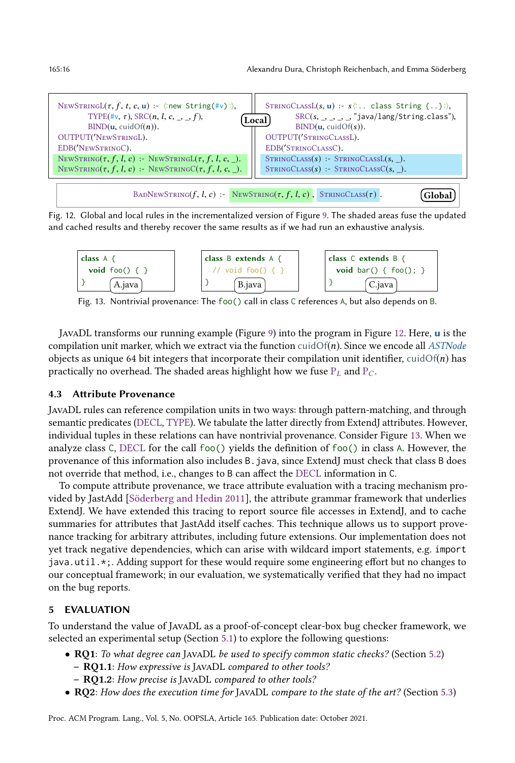```
NewStringL(τ, f, t, c, u) :- ⟨:new String(#v):⟩,
        TYPE(#v, τ), SRC(n, l, c, _, _, f),
        BIND(u, cuidOf(n)).
OUTPUT('NewStringL).
EDB('NewStringC).
NewString(τ, f, l, c) :- NewStringL(τ, f, l, c, _).
NewString(τ, f, l, c) :- NewStringC(τ, f, l, c, _).
```

**Local**

```
StringClassL(s, u) :- s⟨:.. class String {..}:⟩,
        SRC(s, _, _, _, _, "java/lang/String.class"),
        BIND(u, cuidOf(s)).
OUTPUT('StringClassL).
EDB('StringClassC).
StringClass(s) :- StringClassL(s, _).
StringClass(s) :- StringClassC(s, _).
```

```
BadNewString(f, l, c) :- NewString(τ, f, l, c), StringClass(τ).
```

**Global**

Fig. 12. Global and local rules in the incrementalized version of Figure 9. The shaded areas fuse the updated and cached results and thereby recover the same results as if we had run an exhaustive analysis.

A.java
```java
class A {
  void foo() { }
}
```

B.java
```java
class B extends A {
  // void foo() { }
}
```

C.java
```java
class C extends B {
  void bar() { foo(); }
}
```

Fig. 13. Nontrivial provenance: The `foo()` call in class `C` references `A`, but also depends on `B`.

JavaDL transforms our running example (Figure 9) into the program in Figure 12. Here, **u** is the compilation unit marker, which we extract via the function cuidOf($n$). Since we encode all *ASTNode* objects as unique 64 bit integers that incorporate their compilation unit identifier, cuidOf($n$) has practically no overhead. The shaded areas highlight how we fuse $P_L$ and $P_C$.

### 4.3 Attribute Provenance

JavaDL rules can reference compilation units in two ways: through pattern-matching, and through semantic predicates (DECL, TYPE). We tabulate the latter directly from ExtendJ attributes. However, individual tuples in these relations can have nontrivial provenance. Consider Figure 13. When we analyze class `C`, DECL for the call `foo()` yields the definition of `foo()` in class `A`. However, the provenance of this information also includes `B.java`, since ExtendJ must check that class `B` does not override that method, i.e., changes to `B` can affect the DECL information in `C`.

To compute attribute provenance, we trace attribute evaluation with a tracing mechanism provided by JastAdd [Söderberg and Hedin 2011], the attribute grammar framework that underlies ExtendJ. We have extended this tracing to report source file accesses in ExtendJ, and to cache summaries for attributes that JastAdd itself caches. This technique allows us to support provenance tracking for arbitrary attributes, including future extensions. Our implementation does not yet track negative dependencies, which can arise with wildcard import statements, e.g. `import java.util.*;`. Adding support for these would require some engineering effort but no changes to our conceptual framework; in our evaluation, we systematically verified that they had no impact on the bug reports.

## 5 EVALUATION

To understand the value of JavaDL as a proof-of-concept clear-box bug checker framework, we selected an experimental setup (Section 5.1) to explore the following questions:

- **RQ1**: *To what degree can* JavaDL *be used to specify common static checks?* (Section 5.2)
  - **RQ1.1**: *How expressive is* JavaDL *compared to other tools?*
  - **RQ1.2**: *How precise is* JavaDL *compared to other tools?*
- **RQ2**: *How does the execution time for* JavaDL *compare to the state of the art?* (Section 5.3)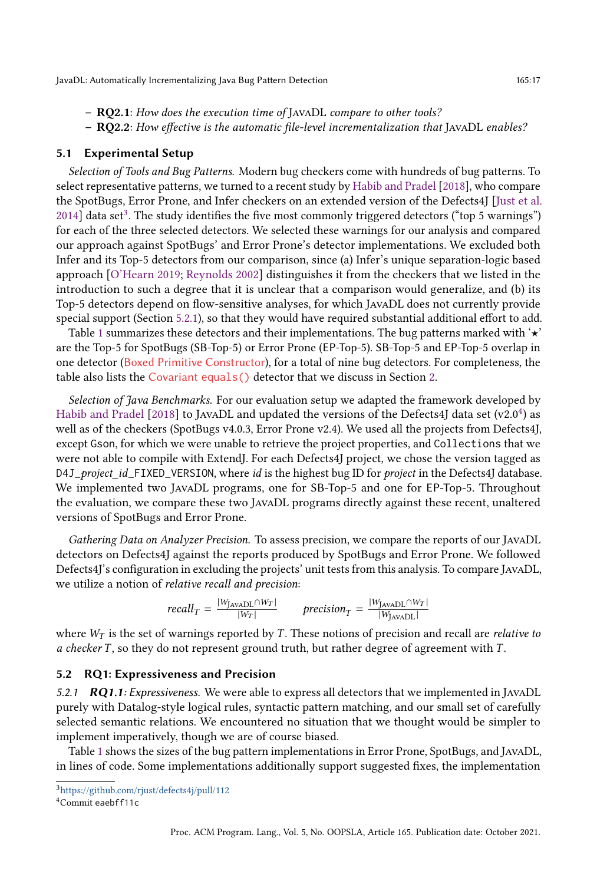- **RQ2.1**: *How does the execution time of* JavaDL *compare to other tools?*
- **RQ2.2**: *How effective is the automatic file-level incrementalization that* JavaDL *enables?*

## 5.1 Experimental Setup

*Selection of Tools and Bug Patterns.* Modern bug checkers come with hundreds of bug patterns. To select representative patterns, we turned to a recent study by Habib and Pradel [2018], who compare the SpotBugs, Error Prone, and Infer checkers on an extended version of the Defects4J [Just et al. 2014] data set[3]. The study identifies the five most commonly triggered detectors ("top 5 warnings") for each of the three selected detectors. We selected these warnings for our analysis and compared our approach against SpotBugs' and Error Prone's detector implementations. We excluded both Infer and its Top-5 detectors from our comparison, since (a) Infer's unique separation-logic based approach [O'Hearn 2019; Reynolds 2002] distinguishes it from the checkers that we listed in the introduction to such a degree that it is unclear that a comparison would generalize, and (b) its Top-5 detectors depend on flow-sensitive analyses, for which JavaDL does not currently provide special support (Section 5.2.1), so that they would have required substantial additional effort to add.

Table 1 summarizes these detectors and their implementations. The bug patterns marked with '⋆' are the Top-5 for SpotBugs (SB-Top-5) or Error Prone (EP-Top-5). SB-Top-5 and EP-Top-5 overlap in one detector (Boxed Primitive Constructor), for a total of nine bug detectors. For completeness, the table also lists the Covariant `equals()` detector that we discuss in Section 2.

*Selection of Java Benchmarks.* For our evaluation setup we adapted the framework developed by Habib and Pradel [2018] to JavaDL and updated the versions of the Defects4J data set (v2.0[4]) as well as of the checkers (SpotBugs v4.0.3, Error Prone v2.4). We used all the projects from Defects4J, except `Gson`, for which we were unable to retrieve the project properties, and `Collections` that we were not able to compile with ExtendJ. For each Defects4J project, we chose the version tagged as `D4J_`*project*`_`*id*`_FIXED_VERSION`, where *id* is the highest bug ID for *project* in the Defects4J database. We implemented two JavaDL programs, one for SB-Top-5 and one for EP-Top-5. Throughout the evaluation, we compare these two JavaDL programs directly against these recent, unaltered versions of SpotBugs and Error Prone.

*Gathering Data on Analyzer Precision.* To assess precision, we compare the reports of our JavaDL detectors on Defects4J against the reports produced by SpotBugs and Error Prone. We followed Defects4J's configuration in excluding the projects' unit tests from this analysis. To compare JavaDL, we utilize a notion of *relative recall and precision*:

$$recall_T = \frac{|W_{\text{JavaDL}} \cap W_T|}{|W_T|} \qquad precision_T = \frac{|W_{\text{JavaDL}} \cap W_T|}{|W_{\text{JavaDL}}|}$$

where $W_T$ is the set of warnings reported by $T$. These notions of precision and recall are *relative to a checker* $T$, so they do not represent ground truth, but rather degree of agreement with $T$.

## 5.2 RQ1: Expressiveness and Precision

### 5.2.1 *RQ1.1: Expressiveness.*

We were able to express all detectors that we implemented in JavaDL purely with Datalog-style logical rules, syntactic pattern matching, and our small set of carefully selected semantic relations. We encountered no situation that we thought would be simpler to implement imperatively, though we are of course biased.

Table 1 shows the sizes of the bug pattern implementations in Error Prone, SpotBugs, and JavaDL, in lines of code. Some implementations additionally support suggested fixes, the implementation

[3] https://github.com/rjust/defects4j/pull/112

[4] Commit `eaebff11c`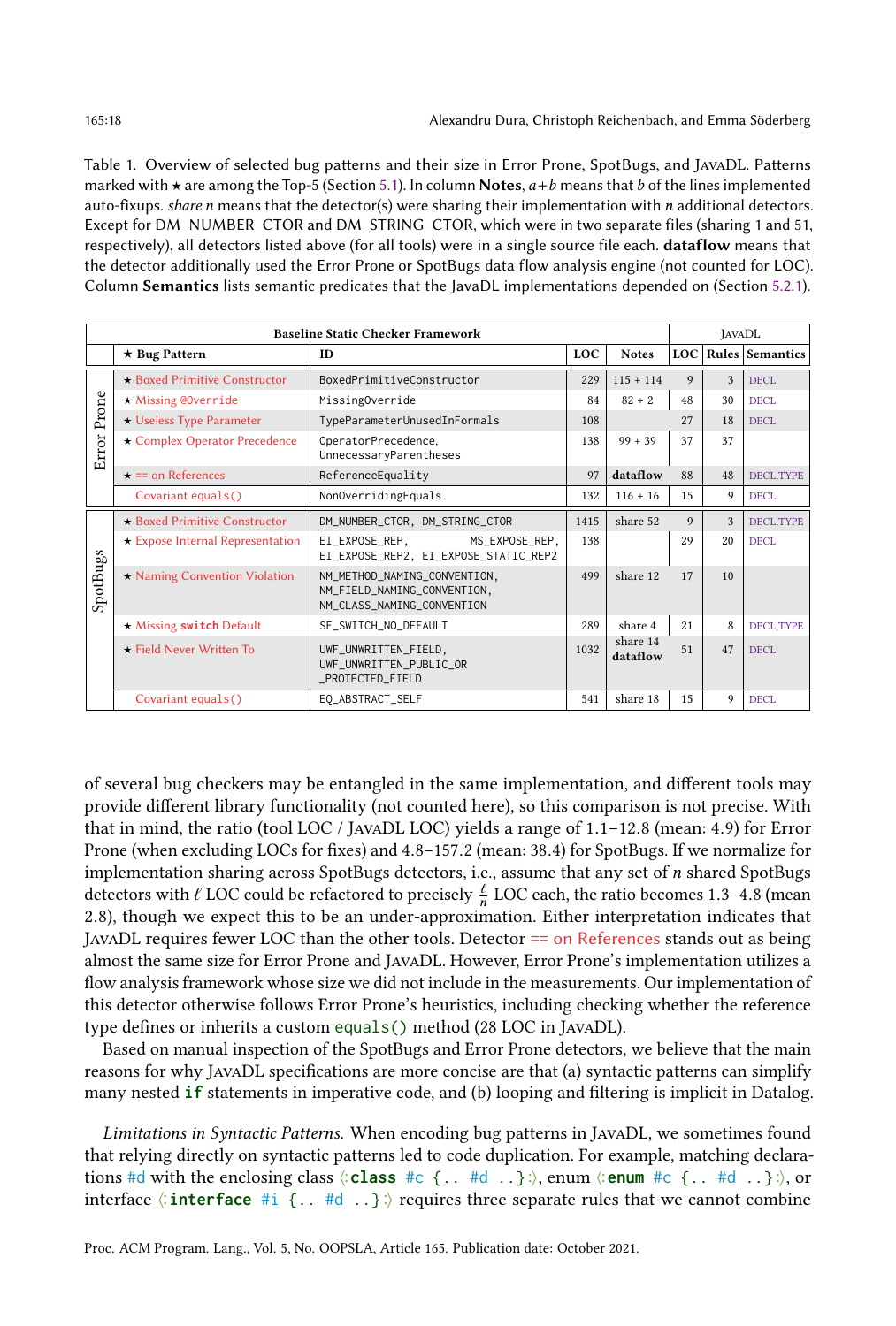Table 1. Overview of selected bug patterns and their size in Error Prone, SpotBugs, and JavaDL. Patterns marked with ★ are among the Top-5 (Section 5.1). In column **Notes**, $a+b$ means that $b$ of the lines implemented auto-fixups. *share n* means that the detector(s) were sharing their implementation with $n$ additional detectors. Except for DM_NUMBER_CTOR and DM_STRING_CTOR, which were in two separate files (sharing 1 and 51, respectively), all detectors listed above (for all tools) were in a single source file each. **dataflow** means that the detector additionally used the Error Prone or SpotBugs data flow analysis engine (not counted for LOC). Column **Semantics** lists semantic predicates that the JavaDL implementations depended on (Section 5.2.1).

| Baseline Static Checker Framework | | | | | JavaDL | | |
|---|---|---|---|---|---|---|---|
| | **★ Bug Pattern** | **ID** | **LOC** | **Notes** | **LOC** | **Rules** | **Semantics** |
| Error Prone | ★ Boxed Primitive Constructor | `BoxedPrimitiveConstructor` | 229 | 115 + 114 | 9 | 3 | DECL |
| Error Prone | ★ Missing `@Override` | `MissingOverride` | 84 | 82 + 2 | 48 | 30 | DECL |
| Error Prone | ★ Useless Type Parameter | `TypeParameterUnusedInFormals` | 108 | | 27 | 18 | DECL |
| Error Prone | ★ Complex Operator Precedence | `OperatorPrecedence`, `UnnecessaryParentheses` | 138 | 99 + 39 | 37 | 37 | |
| Error Prone | ★ == on References | `ReferenceEquality` | 97 | **dataflow** | 88 | 48 | DECL,TYPE |
| Error Prone | Covariant `equals()` | `NonOverridingEquals` | 132 | 116 + 16 | 15 | 9 | DECL |
| SpotBugs | ★ Boxed Primitive Constructor | `DM_NUMBER_CTOR`, `DM_STRING_CTOR` | 1415 | share 52 | 9 | 3 | DECL,TYPE |
| SpotBugs | ★ Expose Internal Representation | `EI_EXPOSE_REP`, `MS_EXPOSE_REP`, `EI_EXPOSE_REP2`, `EI_EXPOSE_STATIC_REP2` | 138 | | 29 | 20 | DECL |
| SpotBugs | ★ Naming Convention Violation | `NM_METHOD_NAMING_CONVENTION`, `NM_FIELD_NAMING_CONVENTION`, `NM_CLASS_NAMING_CONVENTION` | 499 | share 12 | 17 | 10 | |
| SpotBugs | ★ Missing **switch** Default | `SF_SWITCH_NO_DEFAULT` | 289 | share 4 | 21 | 8 | DECL,TYPE |
| SpotBugs | ★ Field Never Written To | `UWF_UNWRITTEN_FIELD`, `UWF_UNWRITTEN_PUBLIC_OR_PROTECTED_FIELD` | 1032 | share 14 **dataflow** | 51 | 47 | DECL |
| SpotBugs | Covariant `equals()` | `EQ_ABSTRACT_SELF` | 541 | share 18 | 15 | 9 | DECL |

of several bug checkers may be entangled in the same implementation, and different tools may provide different library functionality (not counted here), so this comparison is not precise. With that in mind, the ratio (tool LOC / JavaDL LOC) yields a range of 1.1–12.8 (mean: 4.9) for Error Prone (when excluding LOCs for fixes) and 4.8–157.2 (mean: 38.4) for SpotBugs. If we normalize for implementation sharing across SpotBugs detectors, i.e., assume that any set of $n$ shared SpotBugs detectors with $\ell$ LOC could be refactored to precisely $\frac{\ell}{n}$ LOC each, the ratio becomes 1.3–4.8 (mean 2.8), though we expect this to be an under-approximation. Either interpretation indicates that JavaDL requires fewer LOC than the other tools. Detector == on References stands out as being almost the same size for Error Prone and JavaDL. However, Error Prone's implementation utilizes a flow analysis framework whose size we did not include in the measurements. Our implementation of this detector otherwise follows Error Prone's heuristics, including checking whether the reference type defines or inherits a custom `equals()` method (28 LOC in JavaDL).

Based on manual inspection of the SpotBugs and Error Prone detectors, we believe that the main reasons for why JavaDL specifications are more concise are that (a) syntactic patterns can simplify many nested **if** statements in imperative code, and (b) looping and filtering is implicit in Datalog.

*Limitations in Syntactic Patterns.* When encoding bug patterns in JavaDL, we sometimes found that relying directly on syntactic patterns led to code duplication. For example, matching declarations `#d` with the enclosing class ⟨: **class** `#c {.. #d ..}` :⟩, enum ⟨: **enum** `#c {.. #d ..}` :⟩, or interface ⟨: **interface** `#i {.. #d ..}` :⟩ requires three separate rules that we cannot combine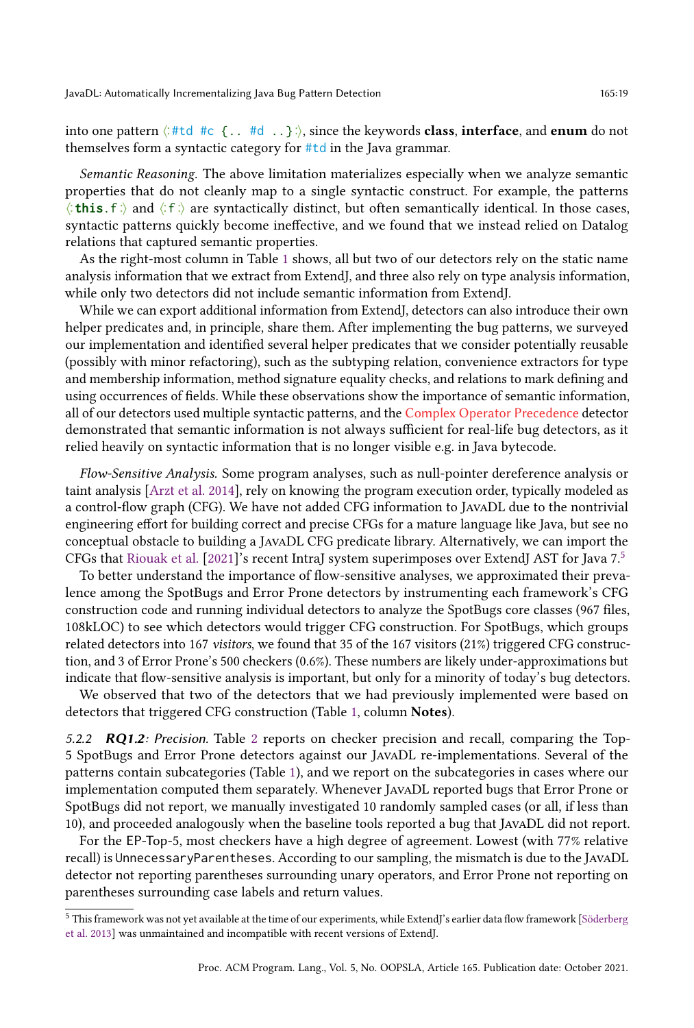into one pattern ⟨: #td #c {.. #d ..} :⟩, since the keywords **class**, **interface**, and **enum** do not themselves form a syntactic category for #td in the Java grammar.

*Semantic Reasoning.* The above limitation materializes especially when we analyze semantic properties that do not cleanly map to a single syntactic construct. For example, the patterns ⟨: **this**.f :⟩ and ⟨: f :⟩ are syntactically distinct, but often semantically identical. In those cases, syntactic patterns quickly become ineffective, and we found that we instead relied on Datalog relations that captured semantic properties.

As the right-most column in Table 1 shows, all but two of our detectors rely on the static name analysis information that we extract from ExtendJ, and three also rely on type analysis information, while only two detectors did not include semantic information from ExtendJ.

While we can export additional information from ExtendJ, detectors can also introduce their own helper predicates and, in principle, share them. After implementing the bug patterns, we surveyed our implementation and identified several helper predicates that we consider potentially reusable (possibly with minor refactoring), such as the subtyping relation, convenience extractors for type and membership information, method signature equality checks, and relations to mark defining and using occurrences of fields. While these observations show the importance of semantic information, all of our detectors used multiple syntactic patterns, and the Complex Operator Precedence detector demonstrated that semantic information is not always sufficient for real-life bug detectors, as it relied heavily on syntactic information that is no longer visible e.g. in Java bytecode.

*Flow-Sensitive Analysis.* Some program analyses, such as null-pointer dereference analysis or taint analysis [Arzt et al. 2014], rely on knowing the program execution order, typically modeled as a control-flow graph (CFG). We have not added CFG information to JavaDL due to the nontrivial engineering effort for building correct and precise CFGs for a mature language like Java, but see no conceptual obstacle to building a JavaDL CFG predicate library. Alternatively, we can import the CFGs that Riouak et al. [2021]'s recent IntraJ system superimposes over ExtendJ AST for Java 7.[5]

To better understand the importance of flow-sensitive analyses, we approximated their prevalence among the SpotBugs and Error Prone detectors by instrumenting each framework's CFG construction code and running individual detectors to analyze the SpotBugs core classes (967 files, 108kLOC) to see which detectors would trigger CFG construction. For SpotBugs, which groups related detectors into 167 *visitors*, we found that 35 of the 167 visitors (21%) triggered CFG construction, and 3 of Error Prone's 500 checkers (0.6%). These numbers are likely under-approximations but indicate that flow-sensitive analysis is important, but only for a minority of today's bug detectors.

We observed that two of the detectors that we had previously implemented were based on detectors that triggered CFG construction (Table 1, column **Notes**).

#### 5.2.2 ***RQ1.2**: Precision.*

Table 2 reports on checker precision and recall, comparing the Top-5 SpotBugs and Error Prone detectors against our JavaDL re-implementations. Several of the patterns contain subcategories (Table 1), and we report on the subcategories in cases where our implementation computed them separately. Whenever JavaDL reported bugs that Error Prone or SpotBugs did not report, we manually investigated 10 randomly sampled cases (or all, if less than 10), and proceeded analogously when the baseline tools reported a bug that JavaDL did not report.

For the EP-Top-5, most checkers have a high degree of agreement. Lowest (with 77% relative recall) is `UnnecessaryParentheses`. According to our sampling, the mismatch is due to the JavaDL detector not reporting parentheses surrounding unary operators, and Error Prone not reporting on parentheses surrounding case labels and return values.

[5] This framework was not yet available at the time of our experiments, while ExtendJ's earlier data flow framework [Söderberg et al. 2013] was unmaintained and incompatible with recent versions of ExtendJ.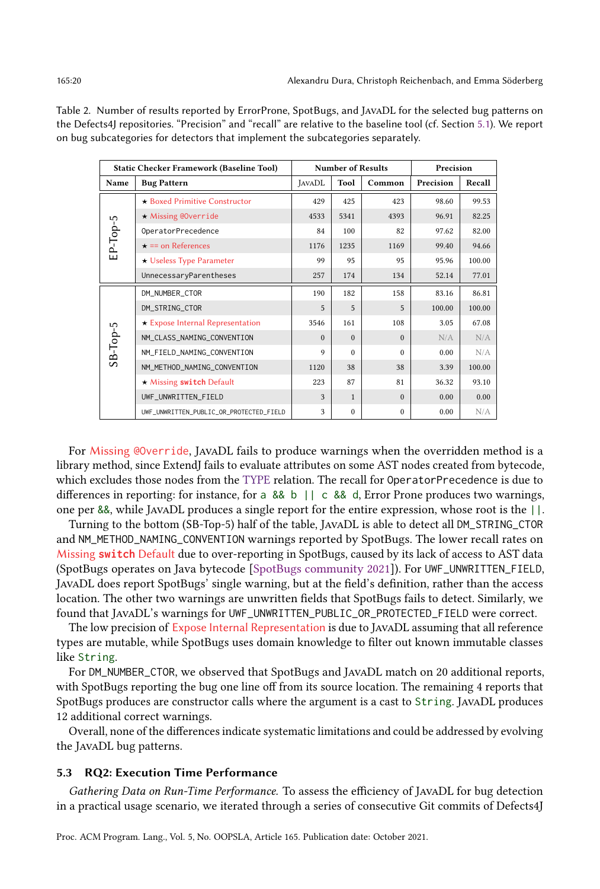Table 2. Number of results reported by ErrorProne, SpotBugs, and JavaDL for the selected bug patterns on the Defects4J repositories. "Precision" and "recall" are relative to the baseline tool (cf. Section 5.1). We report on bug subcategories for detectors that implement the subcategories separately.

| Static Checker Framework (Baseline Tool) | | Number of Results | | | Precision | |
|---|---|---|---|---|---|---|
| Name | Bug Pattern | JavaDL | Tool | Common | Precision | Recall |
| EP-Top-5 | ★ Boxed Primitive Constructor | 429 | 425 | 423 | 98.60 | 99.53 |
| | ★ Missing @Override | 4533 | 5341 | 4393 | 96.91 | 82.25 |
| | OperatorPrecedence | 84 | 100 | 82 | 97.62 | 82.00 |
| | ★ == on References | 1176 | 1235 | 1169 | 99.40 | 94.66 |
| | ★ Useless Type Parameter | 99 | 95 | 95 | 95.96 | 100.00 |
| | UnnecessaryParentheses | 257 | 174 | 134 | 52.14 | 77.01 |
| SB-Top-5 | DM_NUMBER_CTOR | 190 | 182 | 158 | 83.16 | 86.81 |
| | DM_STRING_CTOR | 5 | 5 | 5 | 100.00 | 100.00 |
| | ★ Expose Internal Representation | 3546 | 161 | 108 | 3.05 | 67.08 |
| | NM_CLASS_NAMING_CONVENTION | 0 | 0 | 0 | N/A | N/A |
| | NM_FIELD_NAMING_CONVENTION | 9 | 0 | 0 | 0.00 | N/A |
| | NM_METHOD_NAMING_CONVENTION | 1120 | 38 | 38 | 3.39 | 100.00 |
| | ★ Missing **switch** Default | 223 | 87 | 81 | 36.32 | 93.10 |
| | UWF_UNWRITTEN_FIELD | 3 | 1 | 0 | 0.00 | 0.00 |
| | UWF_UNWRITTEN_PUBLIC_OR_PROTECTED_FIELD | 3 | 0 | 0 | 0.00 | N/A |

For Missing @Override, JavaDL fails to produce warnings when the overridden method is a library method, since ExtendJ fails to evaluate attributes on some AST nodes created from bytecode, which excludes those nodes from the TYPE relation. The recall for OperatorPrecedence is due to differences in reporting: for instance, for `a && b || c && d`, Error Prone produces two warnings, one per `&&`, while JavaDL produces a single report for the entire expression, whose root is the `||`.

Turning to the bottom (SB-Top-5) half of the table, JavaDL is able to detect all DM_STRING_CTOR and NM_METHOD_NAMING_CONVENTION warnings reported by SpotBugs. The lower recall rates on Missing **switch** Default due to over-reporting in SpotBugs, caused by its lack of access to AST data (SpotBugs operates on Java bytecode [SpotBugs community 2021]). For UWF_UNWRITTEN_FIELD, JavaDL does report SpotBugs' single warning, but at the field's definition, rather than the access location. The other two warnings are unwritten fields that SpotBugs fails to detect. Similarly, we found that JavaDL's warnings for UWF_UNWRITTEN_PUBLIC_OR_PROTECTED_FIELD were correct.

The low precision of Expose Internal Representation is due to JavaDL assuming that all reference types are mutable, while SpotBugs uses domain knowledge to filter out known immutable classes like `String`.

For DM_NUMBER_CTOR, we observed that SpotBugs and JavaDL match on 20 additional reports, with SpotBugs reporting the bug one line off from its source location. The remaining 4 reports that SpotBugs produces are constructor calls where the argument is a cast to `String`. JavaDL produces 12 additional correct warnings.

Overall, none of the differences indicate systematic limitations and could be addressed by evolving the JavaDL bug patterns.

### 5.3 RQ2: Execution Time Performance

*Gathering Data on Run-Time Performance.* To assess the efficiency of JavaDL for bug detection in a practical usage scenario, we iterated through a series of consecutive Git commits of Defects4J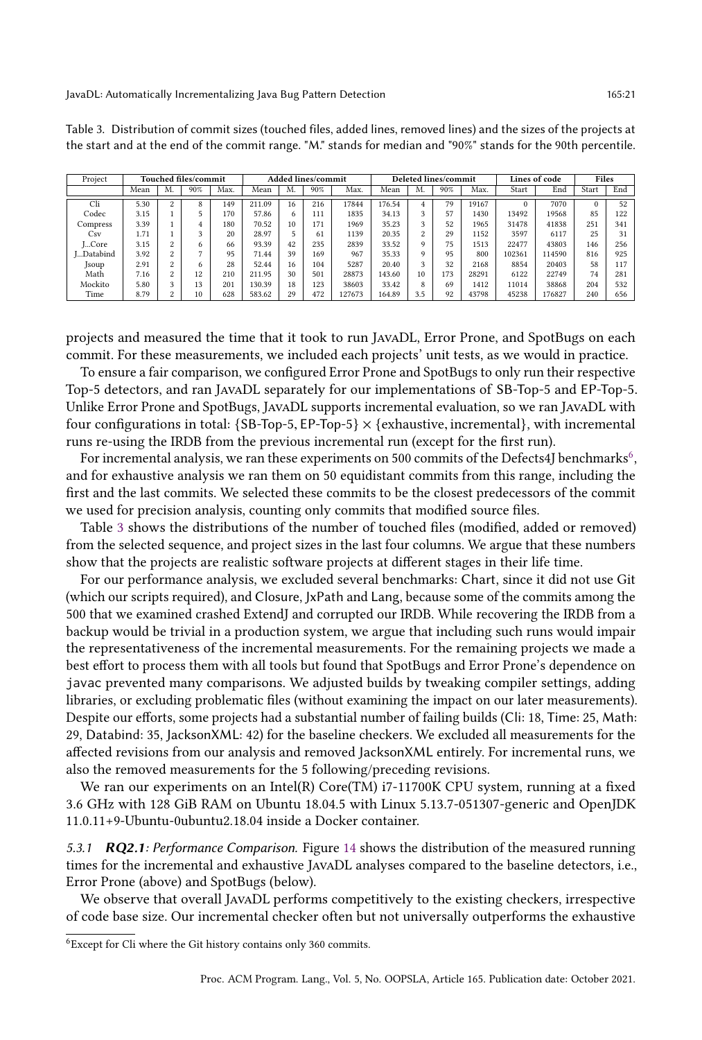Table 3. Distribution of commit sizes (touched files, added lines, removed lines) and the sizes of the projects at the start and at the end of the commit range. "M." stands for median and "90%" stands for the 90th percentile.

| Project | Touched files/commit | | | | Added lines/commit | | | | Deleted lines/commit | | | | Lines of code | | Files | |
|---|---|---|---|---|---|---|---|---|---|---|---|---|---|---|---|---|
| | Mean | M. | 90% | Max. | Mean | M. | 90% | Max. | Mean | M. | 90% | Max. | Start | End | Start | End |
| Cli | 5.30 | 2 | 8 | 149 | 211.09 | 16 | 216 | 17844 | 176.54 | 4 | 79 | 19167 | 0 | 7070 | 0 | 52 |
| Codec | 3.15 | 1 | 5 | 170 | 57.86 | 6 | 111 | 1835 | 34.13 | 3 | 57 | 1430 | 13492 | 19568 | 85 | 122 |
| Compress | 3.39 | 1 | 4 | 180 | 70.52 | 10 | 171 | 1969 | 35.23 | 3 | 52 | 1965 | 31478 | 41838 | 251 | 341 |
| Csv | 1.71 | 1 | 3 | 20 | 28.97 | 5 | 61 | 1139 | 20.35 | 2 | 29 | 1152 | 3597 | 6117 | 25 | 31 |
| J...Core | 3.15 | 2 | 6 | 66 | 93.39 | 42 | 235 | 2839 | 33.52 | 9 | 75 | 1513 | 22477 | 43803 | 146 | 256 |
| J...Databind | 3.92 | 2 | 7 | 95 | 71.44 | 39 | 169 | 967 | 35.33 | 9 | 95 | 800 | 102361 | 114590 | 816 | 925 |
| Jsoup | 2.91 | 2 | 6 | 28 | 52.44 | 16 | 104 | 5287 | 20.40 | 3 | 32 | 2168 | 8854 | 20403 | 58 | 117 |
| Math | 7.16 | 2 | 12 | 210 | 211.95 | 30 | 501 | 28873 | 143.60 | 10 | 173 | 28291 | 6122 | 22749 | 74 | 281 |
| Mockito | 5.80 | 3 | 13 | 201 | 130.39 | 18 | 123 | 38603 | 33.42 | 8 | 69 | 1412 | 11014 | 38868 | 204 | 532 |
| Time | 8.79 | 2 | 10 | 628 | 583.62 | 29 | 472 | 127673 | 164.89 | 3.5 | 92 | 43798 | 45238 | 176827 | 240 | 656 |

projects and measured the time that it took to run JavaDL, Error Prone, and SpotBugs on each commit. For these measurements, we included each projects' unit tests, as we would in practice.

To ensure a fair comparison, we configured Error Prone and SpotBugs to only run their respective Top-5 detectors, and ran JavaDL separately for our implementations of SB-Top-5 and EP-Top-5. Unlike Error Prone and SpotBugs, JavaDL supports incremental evaluation, so we ran JavaDL with four configurations in total: $\{$SB-Top-5, EP-Top-5$\} \times \{$exhaustive, incremental$\}$, with incremental runs re-using the IRDB from the previous incremental run (except for the first run).

For incremental analysis, we ran these experiments on 500 commits of the Defects4J benchmarks[6], and for exhaustive analysis we ran them on 50 equidistant commits from this range, including the first and the last commits. We selected these commits to be the closest predecessors of the commit we used for precision analysis, counting only commits that modified source files.

Table 3 shows the distributions of the number of touched files (modified, added or removed) from the selected sequence, and project sizes in the last four columns. We argue that these numbers show that the projects are realistic software projects at different stages in their life time.

For our performance analysis, we excluded several benchmarks: Chart, since it did not use Git (which our scripts required), and Closure, JxPath and Lang, because some of the commits among the 500 that we examined crashed ExtendJ and corrupted our IRDB. While recovering the IRDB from a backup would be trivial in a production system, we argue that including such runs would impair the representativeness of the incremental measurements. For the remaining projects we made a best effort to process them with all tools but found that SpotBugs and Error Prone's dependence on `javac` prevented many comparisons. We adjusted builds by tweaking compiler settings, adding libraries, or excluding problematic files (without examining the impact on our later measurements). Despite our efforts, some projects had a substantial number of failing builds (Cli: 18, Time: 25, Math: 29, Databind: 35, JacksonXML: 42) for the baseline checkers. We excluded all measurements for the affected revisions from our analysis and removed JacksonXML entirely. For incremental runs, we also the removed measurements for the 5 following/preceding revisions.

We ran our experiments on an Intel(R) Core(TM) i7-11700K CPU system, running at a fixed 3.6 GHz with 128 GiB RAM on Ubuntu 18.04.5 with Linux 5.13.7-051307-generic and OpenJDK 11.0.11+9-Ubuntu-0ubuntu2.18.04 inside a Docker container.

*5.3.1* ***RQ2.1****: Performance Comparison.* Figure 14 shows the distribution of the measured running times for the incremental and exhaustive JavaDL analyses compared to the baseline detectors, i.e., Error Prone (above) and SpotBugs (below).

We observe that overall JavaDL performs competitively to the existing checkers, irrespective of code base size. Our incremental checker often but not universally outperforms the exhaustive

[6] Except for Cli where the Git history contains only 360 commits.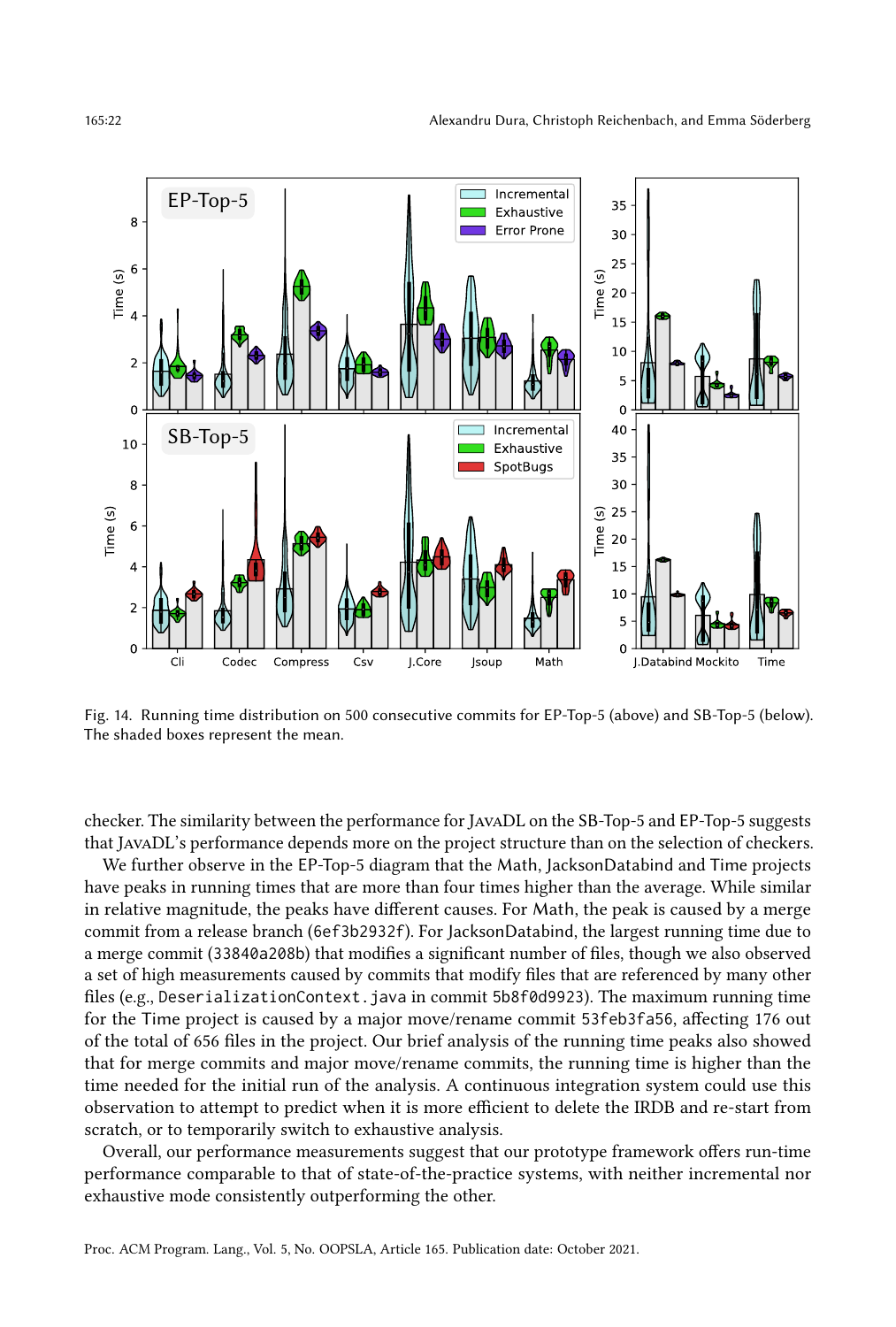Fig. 14. Running time distribution on 500 consecutive commits for EP-Top-5 (above) and SB-Top-5 (below). The shaded boxes represent the mean.

checker. The similarity between the performance for JavaDL on the SB-Top-5 and EP-Top-5 suggests that JavaDL's performance depends more on the project structure than on the selection of checkers.

We further observe in the EP-Top-5 diagram that the Math, JacksonDatabind and Time projects have peaks in running times that are more than four times higher than the average. While similar in relative magnitude, the peaks have different causes. For Math, the peak is caused by a merge commit from a release branch (`6ef3b2932f`). For JacksonDatabind, the largest running time due to a merge commit (`33840a208b`) that modifies a significant number of files, though we also observed a set of high measurements caused by commits that modify files that are referenced by many other files (e.g., `DeserializationContext.java` in commit `5b8f0d9923`). The maximum running time for the Time project is caused by a major move/rename commit `53feb3fa56`, affecting 176 out of the total of 656 files in the project. Our brief analysis of the running time peaks also showed that for merge commits and major move/rename commits, the running time is higher than the time needed for the initial run of the analysis. A continuous integration system could use this observation to attempt to predict when it is more efficient to delete the IRDB and re-start from scratch, or to temporarily switch to exhaustive analysis.

Overall, our performance measurements suggest that our prototype framework offers run-time performance comparable to that of state-of-the-practice systems, with neither incremental nor exhaustive mode consistently outperforming the other.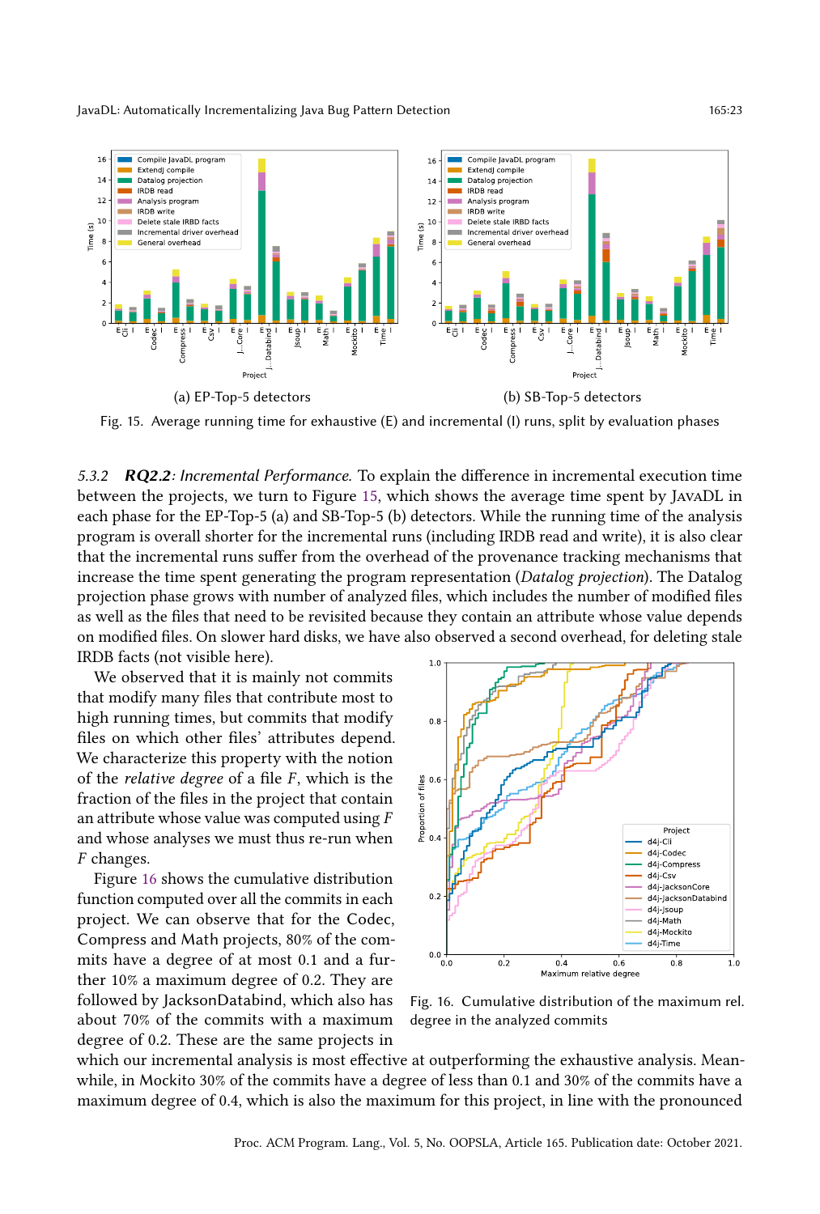(a) EP-Top-5 detectors

(b) SB-Top-5 detectors

Fig. 15. Average running time for exhaustive (E) and incremental (I) runs, split by evaluation phases

5.3.2 ***RQ2.2**: Incremental Performance.* To explain the difference in incremental execution time between the projects, we turn to Figure 15, which shows the average time spent by JavaDL in each phase for the EP-Top-5 (a) and SB-Top-5 (b) detectors. While the running time of the analysis program is overall shorter for the incremental runs (including IRDB read and write), it is also clear that the incremental runs suffer from the overhead of the provenance tracking mechanisms that increase the time spent generating the program representation (*Datalog projection*). The Datalog projection phase grows with number of analyzed files, which includes the number of modified files as well as the files that need to be revisited because they contain an attribute whose value depends on modified files. On slower hard disks, we have also observed a second overhead, for deleting stale IRDB facts (not visible here).

We observed that it is mainly not commits that modify many files that contribute most to high running times, but commits that modify files on which other files' attributes depend. We characterize this property with the notion of the *relative degree* of a file $F$, which is the fraction of the files in the project that contain an attribute whose value was computed using $F$ and whose analyses we must thus re-run when $F$ changes.

Figure 16 shows the cumulative distribution function computed over all the commits in each project. We can observe that for the Codec, Compress and Math projects, 80% of the commits have a degree of at most 0.1 and a further 10% a maximum degree of 0.2. They are followed by JacksonDatabind, which also has about 70% of the commits with a maximum degree of 0.2. These are the same projects in which our incremental analysis is most effective at outperforming the exhaustive analysis. Meanwhile, in Mockito 30% of the commits have a degree of less than 0.1 and 30% of the commits have a maximum degree of 0.4, which is also the maximum for this project, in line with the pronounced

Fig. 16. Cumulative distribution of the maximum rel. degree in the analyzed commits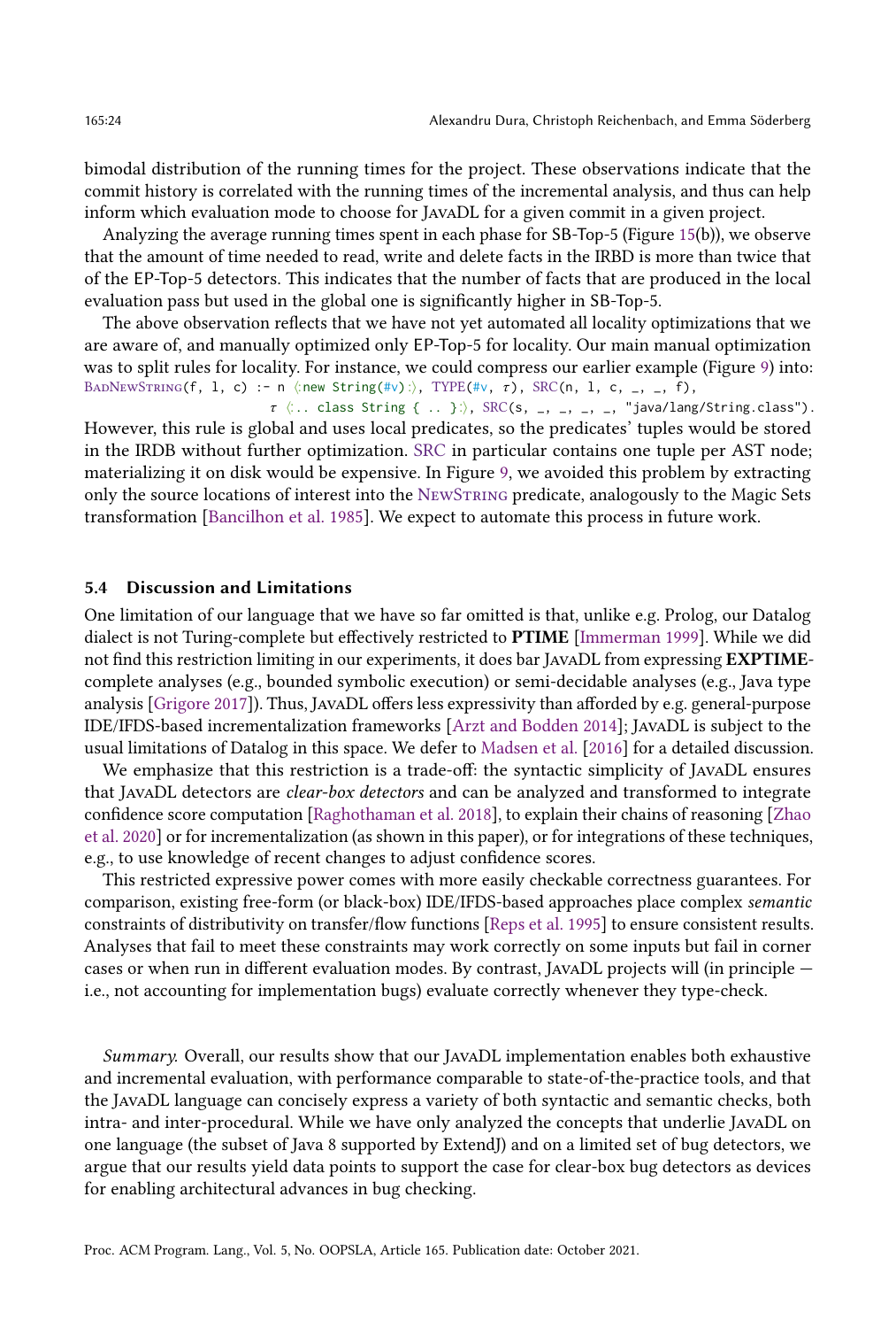bimodal distribution of the running times for the project. These observations indicate that the commit history is correlated with the running times of the incremental analysis, and thus can help inform which evaluation mode to choose for JavaDL for a given commit in a given project.

Analyzing the average running times spent in each phase for SB-Top-5 (Figure 15(b)), we observe that the amount of time needed to read, write and delete facts in the IRBD is more than twice that of the EP-Top-5 detectors. This indicates that the number of facts that are produced in the local evaluation pass but used in the global one is significantly higher in SB-Top-5.

The above observation reflects that we have not yet automated all locality optimizations that we are aware of, and manually optimized only EP-Top-5 for locality. Our main manual optimization was to split rules for locality. For instance, we could compress our earlier example (Figure 9) into:

```
BadNewString(f, l, c) :- n ⟨:new String(#v):⟩, TYPE(#v, τ), SRC(n, l, c, _, _, f),
                         τ ⟨:.. class String { .. }:⟩, SRC(s, _, _, _, _, "java/lang/String.class").
```

However, this rule is global and uses local predicates, so the predicates' tuples would be stored in the IRDB without further optimization. SRC in particular contains one tuple per AST node; materializing it on disk would be expensive. In Figure 9, we avoided this problem by extracting only the source locations of interest into the NewString predicate, analogously to the Magic Sets transformation [Bancilhon et al. 1985]. We expect to automate this process in future work.

### 5.4 Discussion and Limitations

One limitation of our language that we have so far omitted is that, unlike e.g. Prolog, our Datalog dialect is not Turing-complete but effectively restricted to **PTIME** [Immerman 1999]. While we did not find this restriction limiting in our experiments, it does bar JavaDL from expressing **EXPTIME**-complete analyses (e.g., bounded symbolic execution) or semi-decidable analyses (e.g., Java type analysis [Grigore 2017]). Thus, JavaDL offers less expressivity than afforded by e.g. general-purpose IDE/IFDS-based incrementalization frameworks [Arzt and Bodden 2014]; JavaDL is subject to the usual limitations of Datalog in this space. We defer to Madsen et al. [2016] for a detailed discussion.

We emphasize that this restriction is a trade-off: the syntactic simplicity of JavaDL ensures that JavaDL detectors are *clear-box detectors* and can be analyzed and transformed to integrate confidence score computation [Raghothaman et al. 2018], to explain their chains of reasoning [Zhao et al. 2020] or for incrementalization (as shown in this paper), or for integrations of these techniques, e.g., to use knowledge of recent changes to adjust confidence scores.

This restricted expressive power comes with more easily checkable correctness guarantees. For comparison, existing free-form (or black-box) IDE/IFDS-based approaches place complex *semantic* constraints of distributivity on transfer/flow functions [Reps et al. 1995] to ensure consistent results. Analyses that fail to meet these constraints may work correctly on some inputs but fail in corner cases or when run in different evaluation modes. By contrast, JavaDL projects will (in principle — i.e., not accounting for implementation bugs) evaluate correctly whenever they type-check.

*Summary.* Overall, our results show that our JavaDL implementation enables both exhaustive and incremental evaluation, with performance comparable to state-of-the-practice tools, and that the JavaDL language can concisely express a variety of both syntactic and semantic checks, both intra- and inter-procedural. While we have only analyzed the concepts that underlie JavaDL on one language (the subset of Java 8 supported by ExtendJ) and on a limited set of bug detectors, we argue that our results yield data points to support the case for clear-box bug detectors as devices for enabling architectural advances in bug checking.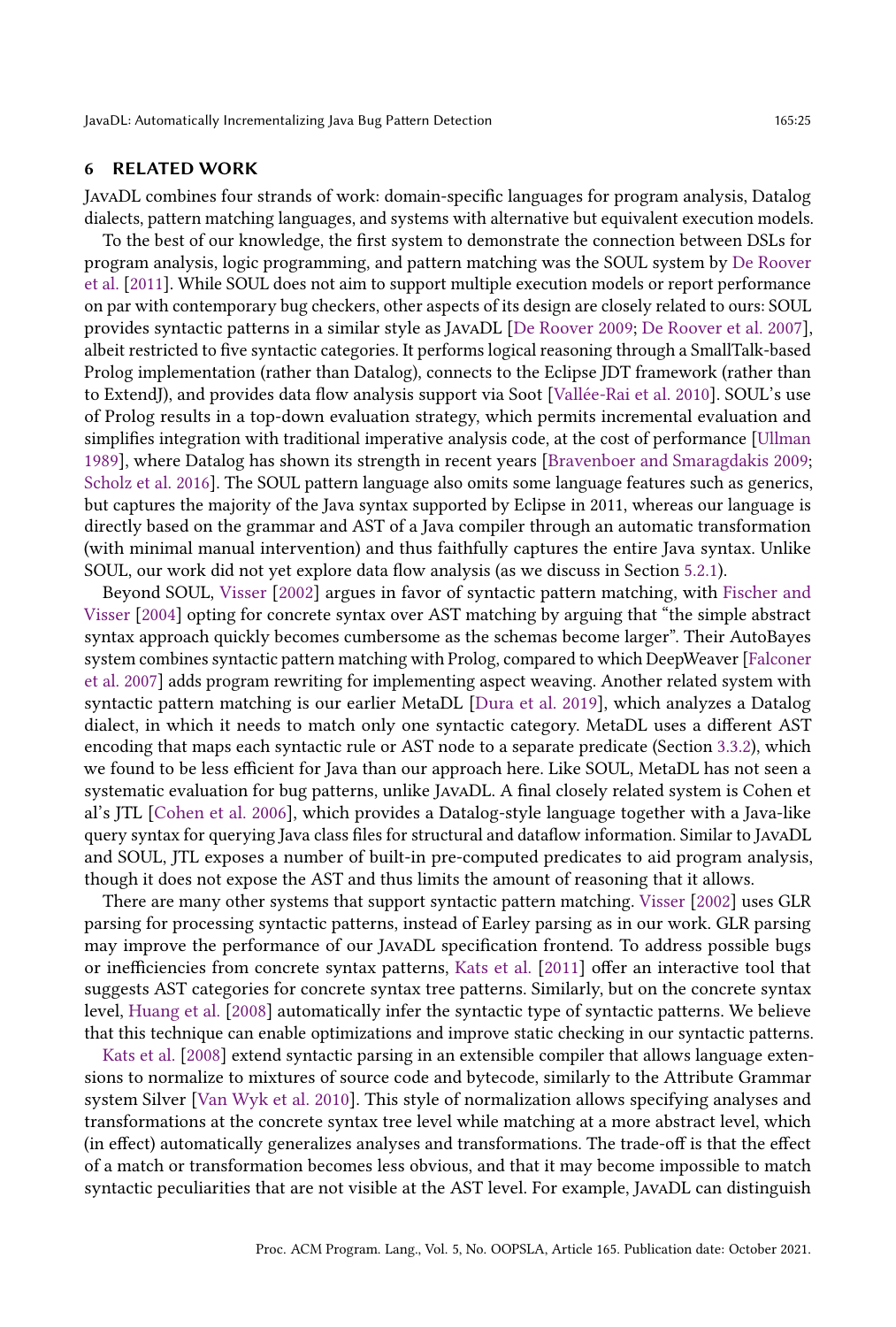## 6 RELATED WORK

JavaDL combines four strands of work: domain-specific languages for program analysis, Datalog dialects, pattern matching languages, and systems with alternative but equivalent execution models.

To the best of our knowledge, the first system to demonstrate the connection between DSLs for program analysis, logic programming, and pattern matching was the SOUL system by De Roover et al. [2011]. While SOUL does not aim to support multiple execution models or report performance on par with contemporary bug checkers, other aspects of its design are closely related to ours: SOUL provides syntactic patterns in a similar style as JavaDL [De Roover 2009; De Roover et al. 2007], albeit restricted to five syntactic categories. It performs logical reasoning through a SmallTalk-based Prolog implementation (rather than Datalog), connects to the Eclipse JDT framework (rather than to ExtendJ), and provides data flow analysis support via Soot [Vallée-Rai et al. 2010]. SOUL's use of Prolog results in a top-down evaluation strategy, which permits incremental evaluation and simplifies integration with traditional imperative analysis code, at the cost of performance [Ullman 1989], where Datalog has shown its strength in recent years [Bravenboer and Smaragdakis 2009; Scholz et al. 2016]. The SOUL pattern language also omits some language features such as generics, but captures the majority of the Java syntax supported by Eclipse in 2011, whereas our language is directly based on the grammar and AST of a Java compiler through an automatic transformation (with minimal manual intervention) and thus faithfully captures the entire Java syntax. Unlike SOUL, our work did not yet explore data flow analysis (as we discuss in Section 5.2.1).

Beyond SOUL, Visser [2002] argues in favor of syntactic pattern matching, with Fischer and Visser [2004] opting for concrete syntax over AST matching by arguing that "the simple abstract syntax approach quickly becomes cumbersome as the schemas become larger". Their AutoBayes system combines syntactic pattern matching with Prolog, compared to which DeepWeaver [Falconer et al. 2007] adds program rewriting for implementing aspect weaving. Another related system with syntactic pattern matching is our earlier MetaDL [Dura et al. 2019], which analyzes a Datalog dialect, in which it needs to match only one syntactic category. MetaDL uses a different AST encoding that maps each syntactic rule or AST node to a separate predicate (Section 3.3.2), which we found to be less efficient for Java than our approach here. Like SOUL, MetaDL has not seen a systematic evaluation for bug patterns, unlike JavaDL. A final closely related system is Cohen et al's JTL [Cohen et al. 2006], which provides a Datalog-style language together with a Java-like query syntax for querying Java class files for structural and dataflow information. Similar to JavaDL and SOUL, JTL exposes a number of built-in pre-computed predicates to aid program analysis, though it does not expose the AST and thus limits the amount of reasoning that it allows.

There are many other systems that support syntactic pattern matching. Visser [2002] uses GLR parsing for processing syntactic patterns, instead of Earley parsing as in our work. GLR parsing may improve the performance of our JavaDL specification frontend. To address possible bugs or inefficiencies from concrete syntax patterns, Kats et al. [2011] offer an interactive tool that suggests AST categories for concrete syntax tree patterns. Similarly, but on the concrete syntax level, Huang et al. [2008] automatically infer the syntactic type of syntactic patterns. We believe that this technique can enable optimizations and improve static checking in our syntactic patterns.

Kats et al. [2008] extend syntactic parsing in an extensible compiler that allows language extensions to normalize to mixtures of source code and bytecode, similarly to the Attribute Grammar system Silver [Van Wyk et al. 2010]. This style of normalization allows specifying analyses and transformations at the concrete syntax tree level while matching at a more abstract level, which (in effect) automatically generalizes analyses and transformations. The trade-off is that the effect of a match or transformation becomes less obvious, and that it may become impossible to match syntactic peculiarities that are not visible at the AST level. For example, JavaDL can distinguish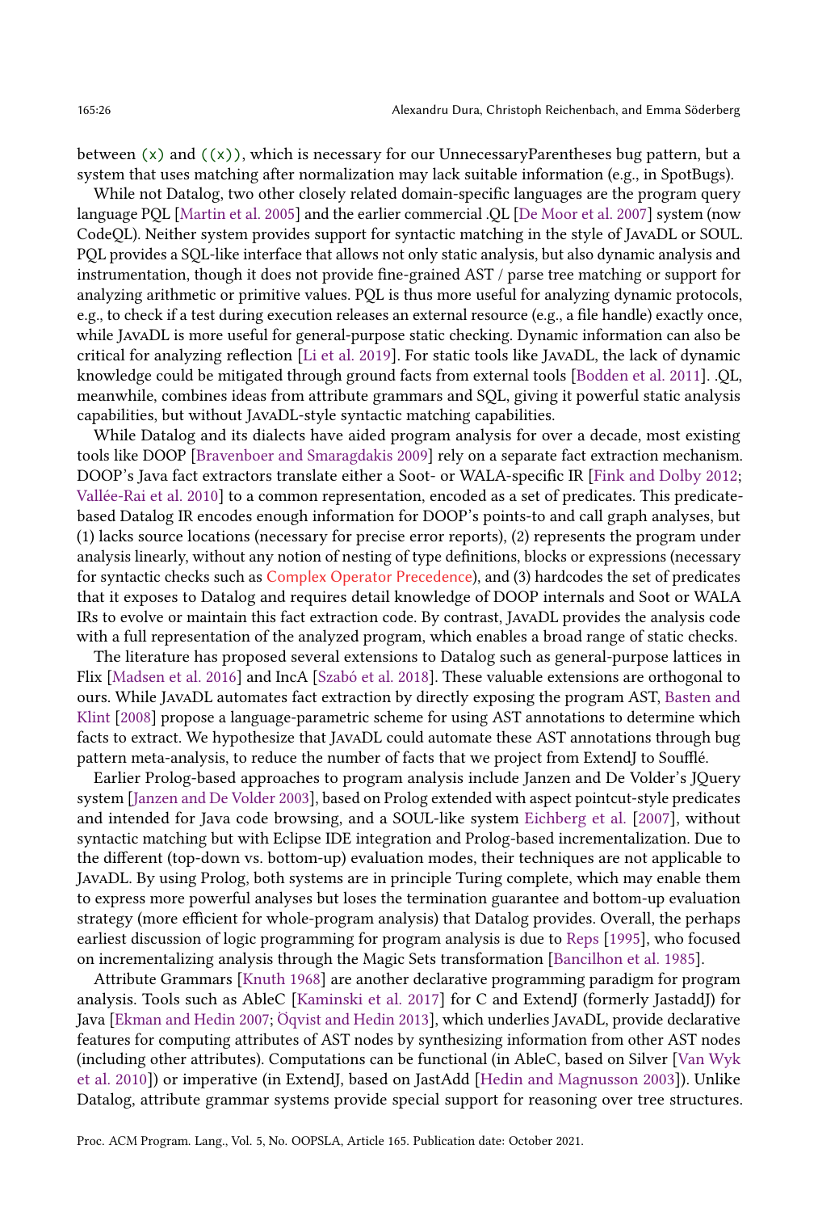between `(x)` and `((x))`, which is necessary for our UnnecessaryParentheses bug pattern, but a system that uses matching after normalization may lack suitable information (e.g., in SpotBugs).

While not Datalog, two other closely related domain-specific languages are the program query language PQL [Martin et al. 2005] and the earlier commercial .QL [De Moor et al. 2007] system (now CodeQL). Neither system provides support for syntactic matching in the style of JavaDL or SOUL. PQL provides a SQL-like interface that allows not only static analysis, but also dynamic analysis and instrumentation, though it does not provide fine-grained AST / parse tree matching or support for analyzing arithmetic or primitive values. PQL is thus more useful for analyzing dynamic protocols, e.g., to check if a test during execution releases an external resource (e.g., a file handle) exactly once, while JavaDL is more useful for general-purpose static checking. Dynamic information can also be critical for analyzing reflection [Li et al. 2019]. For static tools like JavaDL, the lack of dynamic knowledge could be mitigated through ground facts from external tools [Bodden et al. 2011]. .QL, meanwhile, combines ideas from attribute grammars and SQL, giving it powerful static analysis capabilities, but without JavaDL-style syntactic matching capabilities.

While Datalog and its dialects have aided program analysis for over a decade, most existing tools like DOOP [Bravenboer and Smaragdakis 2009] rely on a separate fact extraction mechanism. DOOP's Java fact extractors translate either a Soot- or WALA-specific IR [Fink and Dolby 2012; Vallée-Rai et al. 2010] to a common representation, encoded as a set of predicates. This predicate-based Datalog IR encodes enough information for DOOP's points-to and call graph analyses, but (1) lacks source locations (necessary for precise error reports), (2) represents the program under analysis linearly, without any notion of nesting of type definitions, blocks or expressions (necessary for syntactic checks such as Complex Operator Precedence), and (3) hardcodes the set of predicates that it exposes to Datalog and requires detail knowledge of DOOP internals and Soot or WALA IRs to evolve or maintain this fact extraction code. By contrast, JavaDL provides the analysis code with a full representation of the analyzed program, which enables a broad range of static checks.

The literature has proposed several extensions to Datalog such as general-purpose lattices in Flix [Madsen et al. 2016] and IncA [Szabó et al. 2018]. These valuable extensions are orthogonal to ours. While JavaDL automates fact extraction by directly exposing the program AST, Basten and Klint [2008] propose a language-parametric scheme for using AST annotations to determine which facts to extract. We hypothesize that JavaDL could automate these AST annotations through bug pattern meta-analysis, to reduce the number of facts that we project from ExtendJ to Soufflé.

Earlier Prolog-based approaches to program analysis include Janzen and De Volder's JQuery system [Janzen and De Volder 2003], based on Prolog extended with aspect pointcut-style predicates and intended for Java code browsing, and a SOUL-like system Eichberg et al. [2007], without syntactic matching but with Eclipse IDE integration and Prolog-based incrementalization. Due to the different (top-down vs. bottom-up) evaluation modes, their techniques are not applicable to JavaDL. By using Prolog, both systems are in principle Turing complete, which may enable them to express more powerful analyses but loses the termination guarantee and bottom-up evaluation strategy (more efficient for whole-program analysis) that Datalog provides. Overall, the perhaps earliest discussion of logic programming for program analysis is due to Reps [1995], who focused on incrementalizing analysis through the Magic Sets transformation [Bancilhon et al. 1985].

Attribute Grammars [Knuth 1968] are another declarative programming paradigm for program analysis. Tools such as AbleC [Kaminski et al. 2017] for C and ExtendJ (formerly JastaddJ) for Java [Ekman and Hedin 2007; Öqvist and Hedin 2013], which underlies JavaDL, provide declarative features for computing attributes of AST nodes by synthesizing information from other AST nodes (including other attributes). Computations can be functional (in AbleC, based on Silver [Van Wyk et al. 2010]) or imperative (in ExtendJ, based on JastAdd [Hedin and Magnusson 2003]). Unlike Datalog, attribute grammar systems provide special support for reasoning over tree structures.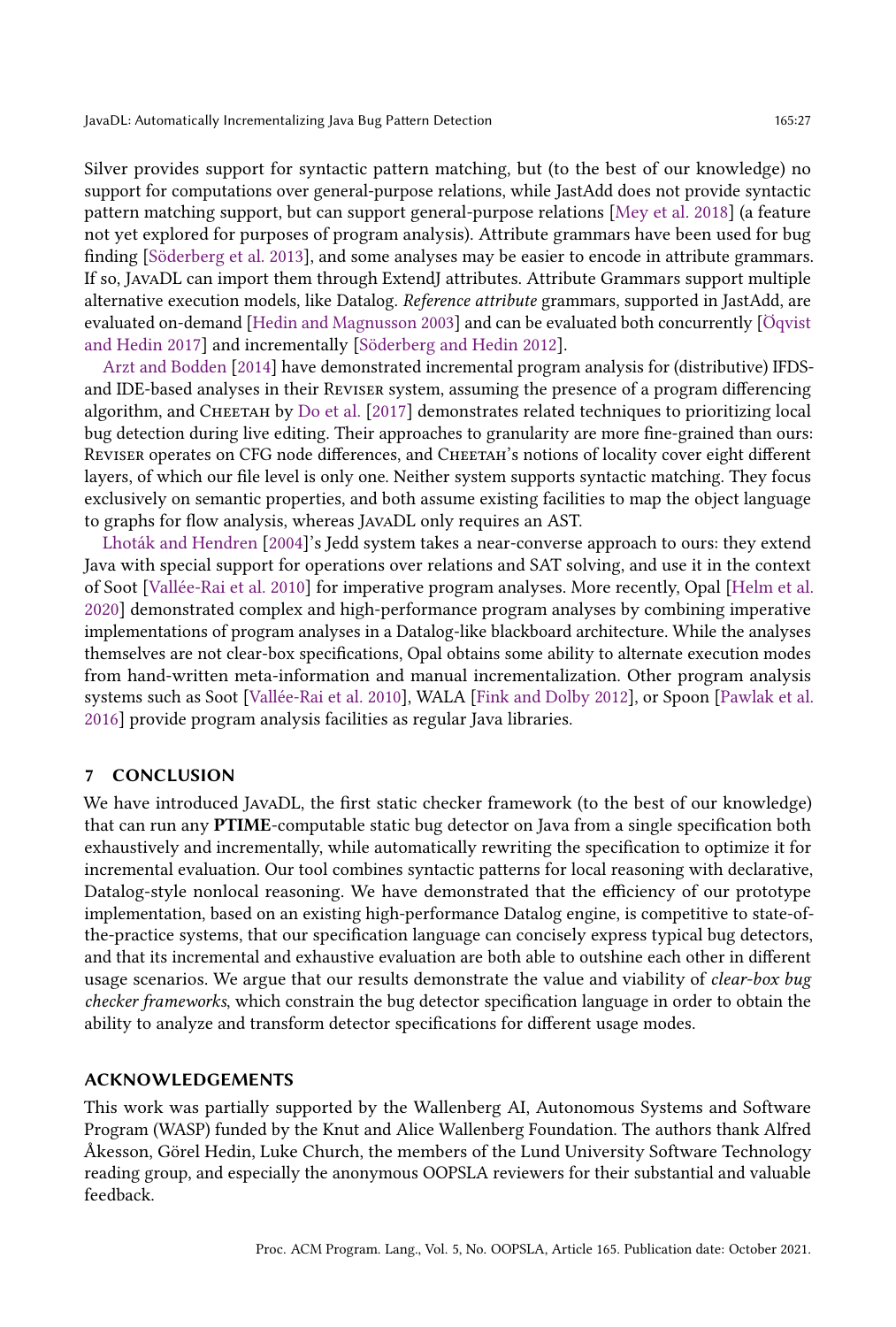Silver provides support for syntactic pattern matching, but (to the best of our knowledge) no support for computations over general-purpose relations, while JastAdd does not provide syntactic pattern matching support, but can support general-purpose relations [Mey et al. 2018] (a feature not yet explored for purposes of program analysis). Attribute grammars have been used for bug finding [Söderberg et al. 2013], and some analyses may be easier to encode in attribute grammars. If so, JavaDL can import them through ExtendJ attributes. Attribute Grammars support multiple alternative execution models, like Datalog. *Reference attribute* grammars, supported in JastAdd, are evaluated on-demand [Hedin and Magnusson 2003] and can be evaluated both concurrently [Öqvist and Hedin 2017] and incrementally [Söderberg and Hedin 2012].

Arzt and Bodden [2014] have demonstrated incremental program analysis for (distributive) IFDS- and IDE-based analyses in their Reviser system, assuming the presence of a program differencing algorithm, and Cheetah by Do et al. [2017] demonstrates related techniques to prioritizing local bug detection during live editing. Their approaches to granularity are more fine-grained than ours: Reviser operates on CFG node differences, and Cheetah's notions of locality cover eight different layers, of which our file level is only one. Neither system supports syntactic matching. They focus exclusively on semantic properties, and both assume existing facilities to map the object language to graphs for flow analysis, whereas JavaDL only requires an AST.

Lhoták and Hendren [2004]'s Jedd system takes a near-converse approach to ours: they extend Java with special support for operations over relations and SAT solving, and use it in the context of Soot [Vallée-Rai et al. 2010] for imperative program analyses. More recently, Opal [Helm et al. 2020] demonstrated complex and high-performance program analyses by combining imperative implementations of program analyses in a Datalog-like blackboard architecture. While the analyses themselves are not clear-box specifications, Opal obtains some ability to alternate execution modes from hand-written meta-information and manual incrementalization. Other program analysis systems such as Soot [Vallée-Rai et al. 2010], WALA [Fink and Dolby 2012], or Spoon [Pawlak et al. 2016] provide program analysis facilities as regular Java libraries.

## 7 CONCLUSION

We have introduced JavaDL, the first static checker framework (to the best of our knowledge) that can run any **PTIME**-computable static bug detector on Java from a single specification both exhaustively and incrementally, while automatically rewriting the specification to optimize it for incremental evaluation. Our tool combines syntactic patterns for local reasoning with declarative, Datalog-style nonlocal reasoning. We have demonstrated that the efficiency of our prototype implementation, based on an existing high-performance Datalog engine, is competitive to state-of-the-practice systems, that our specification language can concisely express typical bug detectors, and that its incremental and exhaustive evaluation are both able to outshine each other in different usage scenarios. We argue that our results demonstrate the value and viability of *clear-box bug checker frameworks*, which constrain the bug detector specification language in order to obtain the ability to analyze and transform detector specifications for different usage modes.

## ACKNOWLEDGEMENTS

This work was partially supported by the Wallenberg AI, Autonomous Systems and Software Program (WASP) funded by the Knut and Alice Wallenberg Foundation. The authors thank Alfred Åkesson, Görel Hedin, Luke Church, the members of the Lund University Software Technology reading group, and especially the anonymous OOPSLA reviewers for their substantial and valuable feedback.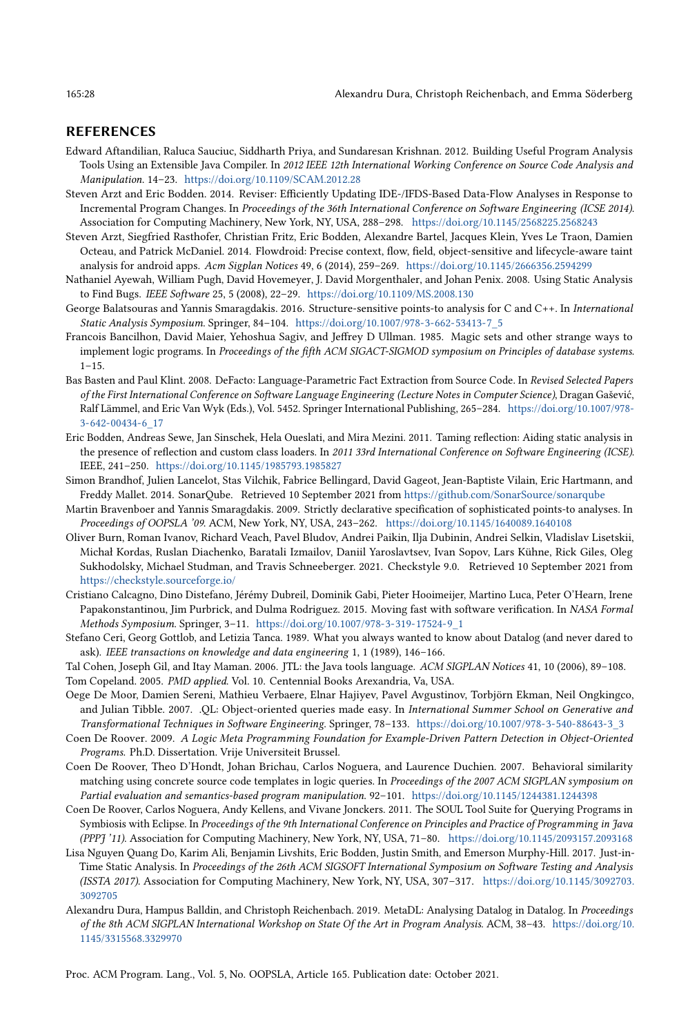## REFERENCES

Edward Aftandilian, Raluca Sauciuc, Siddharth Priya, and Sundaresan Krishnan. 2012. Building Useful Program Analysis Tools Using an Extensible Java Compiler. In *2012 IEEE 12th International Working Conference on Source Code Analysis and Manipulation*. 14–23. https://doi.org/10.1109/SCAM.2012.28

Steven Arzt and Eric Bodden. 2014. Reviser: Efficiently Updating IDE-/IFDS-Based Data-Flow Analyses in Response to Incremental Program Changes. In *Proceedings of the 36th International Conference on Software Engineering (ICSE 2014)*. Association for Computing Machinery, New York, NY, USA, 288–298. https://doi.org/10.1145/2568225.2568243

Steven Arzt, Siegfried Rasthofer, Christian Fritz, Eric Bodden, Alexandre Bartel, Jacques Klein, Yves Le Traon, Damien Octeau, and Patrick McDaniel. 2014. Flowdroid: Precise context, flow, field, object-sensitive and lifecycle-aware taint analysis for android apps. *Acm Sigplan Notices* 49, 6 (2014), 259–269. https://doi.org/10.1145/2666356.2594299

Nathaniel Ayewah, William Pugh, David Hovemeyer, J. David Morgenthaler, and Johan Penix. 2008. Using Static Analysis to Find Bugs. *IEEE Software* 25, 5 (2008), 22–29. https://doi.org/10.1109/MS.2008.130

George Balatsouras and Yannis Smaragdakis. 2016. Structure-sensitive points-to analysis for C and C++. In *International Static Analysis Symposium*. Springer, 84–104. https://doi.org/10.1007/978-3-662-53413-7_5

Francois Bancilhon, David Maier, Yehoshua Sagiv, and Jeffrey D Ullman. 1985. Magic sets and other strange ways to implement logic programs. In *Proceedings of the fifth ACM SIGACT-SIGMOD symposium on Principles of database systems*. 1–15.

Bas Basten and Paul Klint. 2008. DeFacto: Language-Parametric Fact Extraction from Source Code. In *Revised Selected Papers of the First International Conference on Software Language Engineering (Lecture Notes in Computer Science)*, Dragan Gašević, Ralf Lämmel, and Eric Van Wyk (Eds.), Vol. 5452. Springer International Publishing, 265–284. https://doi.org/10.1007/978-3-642-00434-6_17

Eric Bodden, Andreas Sewe, Jan Sinschek, Hela Oueslati, and Mira Mezini. 2011. Taming reflection: Aiding static analysis in the presence of reflection and custom class loaders. In *2011 33rd International Conference on Software Engineering (ICSE)*. IEEE, 241–250. https://doi.org/10.1145/1985793.1985827

Simon Brandhof, Julien Lancelot, Stas Vilchik, Fabrice Bellingard, David Gageot, Jean-Baptiste Vilain, Eric Hartmann, and Freddy Mallet. 2014. SonarQube. Retrieved 10 September 2021 from https://github.com/SonarSource/sonarqube

Martin Bravenboer and Yannis Smaragdakis. 2009. Strictly declarative specification of sophisticated points-to analyses. In *Proceedings of OOPSLA '09*. ACM, New York, NY, USA, 243–262. https://doi.org/10.1145/1640089.1640108

Oliver Burn, Roman Ivanov, Richard Veach, Pavel Bludov, Andrei Paikin, Ilja Dubinin, Andrei Selkin, Vladislav Lisetskii, Michał Kordas, Ruslan Diachenko, Baratali Izmailov, Daniil Yaroslavtsev, Ivan Sopov, Lars Kühne, Rick Giles, Oleg Sukhodolsky, Michael Studman, and Travis Schneeberger. 2021. Checkstyle 9.0. Retrieved 10 September 2021 from https://checkstyle.sourceforge.io/

Cristiano Calcagno, Dino Distefano, Jérémy Dubreil, Dominik Gabi, Pieter Hooimeijer, Martino Luca, Peter O'Hearn, Irene Papakonstantinou, Jim Purbrick, and Dulma Rodriguez. 2015. Moving fast with software verification. In *NASA Formal Methods Symposium*. Springer, 3–11. https://doi.org/10.1007/978-3-319-17524-9_1

Stefano Ceri, Georg Gottlob, and Letizia Tanca. 1989. What you always wanted to know about Datalog (and never dared to ask). *IEEE transactions on knowledge and data engineering* 1, 1 (1989), 146–166.

Tal Cohen, Joseph Gil, and Itay Maman. 2006. JTL: the Java tools language. *ACM SIGPLAN Notices* 41, 10 (2006), 89–108.

Tom Copeland. 2005. *PMD applied*. Vol. 10. Centennial Books Arexandria, Va, USA.

Oege De Moor, Damien Sereni, Mathieu Verbaere, Elnar Hajiyev, Pavel Avgustinov, Torbjörn Ekman, Neil Ongkingco, and Julian Tibble. 2007. .QL: Object-oriented queries made easy. In *International Summer School on Generative and Transformational Techniques in Software Engineering*. Springer, 78–133. https://doi.org/10.1007/978-3-540-88643-3_3

Coen De Roover. 2009. *A Logic Meta Programming Foundation for Example-Driven Pattern Detection in Object-Oriented Programs*. Ph.D. Dissertation. Vrije Universiteit Brussel.

Coen De Roover, Theo D'Hondt, Johan Brichau, Carlos Noguera, and Laurence Duchien. 2007. Behavioral similarity matching using concrete source code templates in logic queries. In *Proceedings of the 2007 ACM SIGPLAN symposium on Partial evaluation and semantics-based program manipulation*. 92–101. https://doi.org/10.1145/1244381.1244398

Coen De Roover, Carlos Noguera, Andy Kellens, and Vivane Jonckers. 2011. The SOUL Tool Suite for Querying Programs in Symbiosis with Eclipse. In *Proceedings of the 9th International Conference on Principles and Practice of Programming in Java (PPPJ '11)*. Association for Computing Machinery, New York, NY, USA, 71–80. https://doi.org/10.1145/2093157.2093168

Lisa Nguyen Quang Do, Karim Ali, Benjamin Livshits, Eric Bodden, Justin Smith, and Emerson Murphy-Hill. 2017. Just-in-Time Static Analysis. In *Proceedings of the 26th ACM SIGSOFT International Symposium on Software Testing and Analysis (ISSTA 2017)*. Association for Computing Machinery, New York, NY, USA, 307–317. https://doi.org/10.1145/3092703.3092705

Alexandru Dura, Hampus Balldin, and Christoph Reichenbach. 2019. MetaDL: Analysing Datalog in Datalog. In *Proceedings of the 8th ACM SIGPLAN International Workshop on State Of the Art in Program Analysis*. ACM, 38–43. https://doi.org/10.1145/3315568.3329970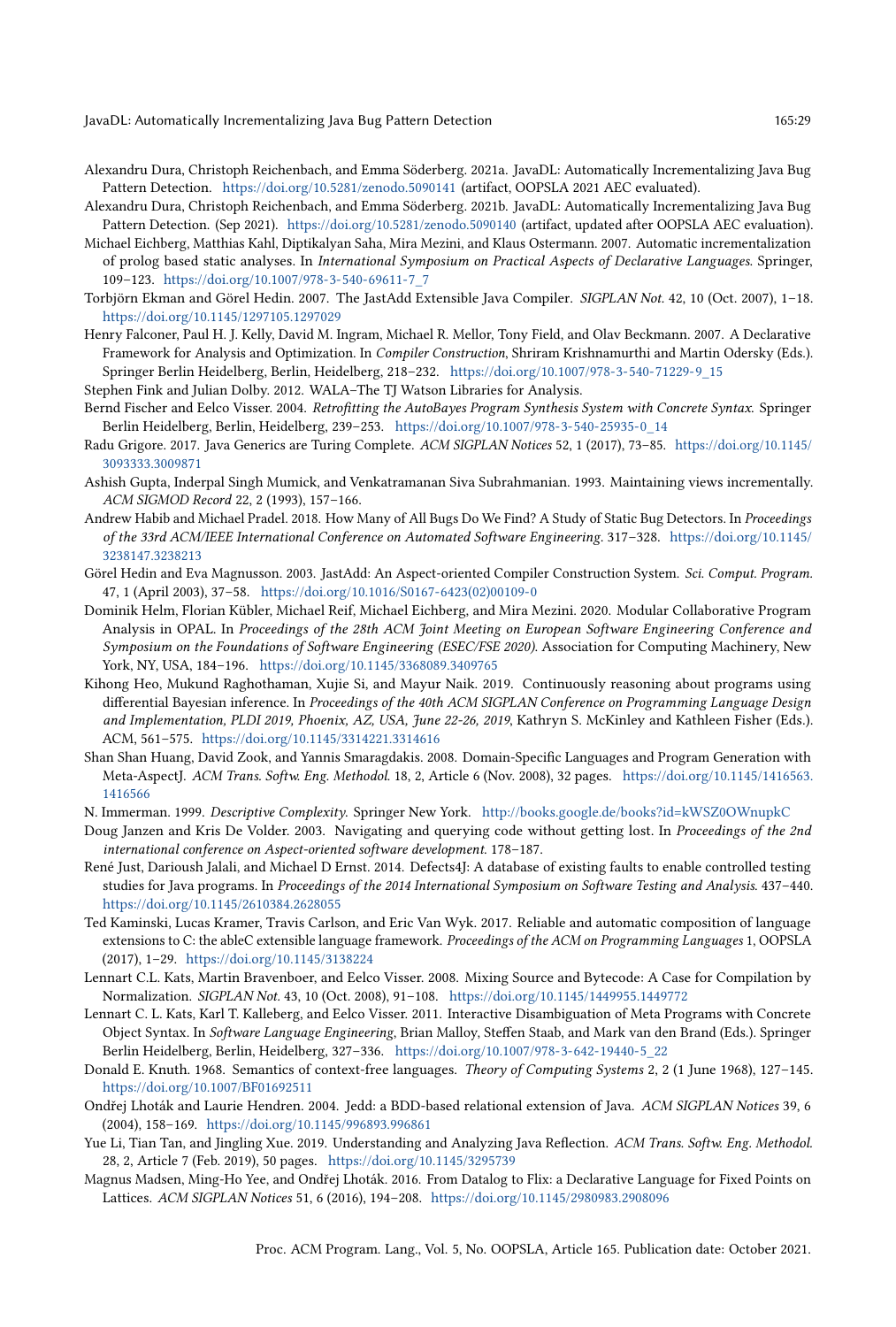Alexandru Dura, Christoph Reichenbach, and Emma Söderberg. 2021a. JavaDL: Automatically Incrementalizing Java Bug Pattern Detection. https://doi.org/10.5281/zenodo.5090141 (artifact, OOPSLA 2021 AEC evaluated).

Alexandru Dura, Christoph Reichenbach, and Emma Söderberg. 2021b. JavaDL: Automatically Incrementalizing Java Bug Pattern Detection. (Sep 2021). https://doi.org/10.5281/zenodo.5090140 (artifact, updated after OOPSLA AEC evaluation).

Michael Eichberg, Matthias Kahl, Diptikalyan Saha, Mira Mezini, and Klaus Ostermann. 2007. Automatic incrementalization of prolog based static analyses. In *International Symposium on Practical Aspects of Declarative Languages*. Springer, 109–123. https://doi.org/10.1007/978-3-540-69611-7_7

Torbjörn Ekman and Görel Hedin. 2007. The JastAdd Extensible Java Compiler. *SIGPLAN Not.* 42, 10 (Oct. 2007), 1–18. https://doi.org/10.1145/1297105.1297029

Henry Falconer, Paul H. J. Kelly, David M. Ingram, Michael R. Mellor, Tony Field, and Olav Beckmann. 2007. A Declarative Framework for Analysis and Optimization. In *Compiler Construction*, Shriram Krishnamurthi and Martin Odersky (Eds.). Springer Berlin Heidelberg, Berlin, Heidelberg, 218–232. https://doi.org/10.1007/978-3-540-71229-9_15

Stephen Fink and Julian Dolby. 2012. WALA–The TJ Watson Libraries for Analysis.

Bernd Fischer and Eelco Visser. 2004. *Retrofitting the AutoBayes Program Synthesis System with Concrete Syntax.* Springer Berlin Heidelberg, Berlin, Heidelberg, 239–253. https://doi.org/10.1007/978-3-540-25935-0_14

Radu Grigore. 2017. Java Generics are Turing Complete. *ACM SIGPLAN Notices* 52, 1 (2017), 73–85. https://doi.org/10.1145/3093333.3009871

Ashish Gupta, Inderpal Singh Mumick, and Venkatramanan Siva Subrahmanian. 1993. Maintaining views incrementally. *ACM SIGMOD Record* 22, 2 (1993), 157–166.

Andrew Habib and Michael Pradel. 2018. How Many of All Bugs Do We Find? A Study of Static Bug Detectors. In *Proceedings of the 33rd ACM/IEEE International Conference on Automated Software Engineering*. 317–328. https://doi.org/10.1145/3238147.3238213

Görel Hedin and Eva Magnusson. 2003. JastAdd: An Aspect-oriented Compiler Construction System. *Sci. Comput. Program.* 47, 1 (April 2003), 37–58. https://doi.org/10.1016/S0167-6423(02)00109-0

Dominik Helm, Florian Kübler, Michael Reif, Michael Eichberg, and Mira Mezini. 2020. Modular Collaborative Program Analysis in OPAL. In *Proceedings of the 28th ACM Joint Meeting on European Software Engineering Conference and Symposium on the Foundations of Software Engineering (ESEC/FSE 2020)*. Association for Computing Machinery, New York, NY, USA, 184–196. https://doi.org/10.1145/3368089.3409765

Kihong Heo, Mukund Raghothaman, Xujie Si, and Mayur Naik. 2019. Continuously reasoning about programs using differential Bayesian inference. In *Proceedings of the 40th ACM SIGPLAN Conference on Programming Language Design and Implementation, PLDI 2019, Phoenix, AZ, USA, June 22-26, 2019*, Kathryn S. McKinley and Kathleen Fisher (Eds.). ACM, 561–575. https://doi.org/10.1145/3314221.3314616

Shan Shan Huang, David Zook, and Yannis Smaragdakis. 2008. Domain-Specific Languages and Program Generation with Meta-AspectJ. *ACM Trans. Softw. Eng. Methodol.* 18, 2, Article 6 (Nov. 2008), 32 pages. https://doi.org/10.1145/1416563.1416566

N. Immerman. 1999. *Descriptive Complexity.* Springer New York. http://books.google.de/books?id=kWSZ0OWnupkC

Doug Janzen and Kris De Volder. 2003. Navigating and querying code without getting lost. In *Proceedings of the 2nd international conference on Aspect-oriented software development*. 178–187.

René Just, Darioush Jalali, and Michael D Ernst. 2014. Defects4J: A database of existing faults to enable controlled testing studies for Java programs. In *Proceedings of the 2014 International Symposium on Software Testing and Analysis*. 437–440. https://doi.org/10.1145/2610384.2628055

Ted Kaminski, Lucas Kramer, Travis Carlson, and Eric Van Wyk. 2017. Reliable and automatic composition of language extensions to C: the ableC extensible language framework. *Proceedings of the ACM on Programming Languages* 1, OOPSLA (2017), 1–29. https://doi.org/10.1145/3138224

Lennart C.L. Kats, Martin Bravenboer, and Eelco Visser. 2008. Mixing Source and Bytecode: A Case for Compilation by Normalization. *SIGPLAN Not.* 43, 10 (Oct. 2008), 91–108. https://doi.org/10.1145/1449955.1449772

Lennart C. L. Kats, Karl T. Kalleberg, and Eelco Visser. 2011. Interactive Disambiguation of Meta Programs with Concrete Object Syntax. In *Software Language Engineering*, Brian Malloy, Steffen Staab, and Mark van den Brand (Eds.). Springer Berlin Heidelberg, Berlin, Heidelberg, 327–336. https://doi.org/10.1007/978-3-642-19440-5_22

Donald E. Knuth. 1968. Semantics of context-free languages. *Theory of Computing Systems* 2, 2 (1 June 1968), 127–145. https://doi.org/10.1007/BF01692511

Ondřej Lhoták and Laurie Hendren. 2004. Jedd: a BDD-based relational extension of Java. *ACM SIGPLAN Notices* 39, 6 (2004), 158–169. https://doi.org/10.1145/996893.996861

Yue Li, Tian Tan, and Jingling Xue. 2019. Understanding and Analyzing Java Reflection. *ACM Trans. Softw. Eng. Methodol.* 28, 2, Article 7 (Feb. 2019), 50 pages. https://doi.org/10.1145/3295739

Magnus Madsen, Ming-Ho Yee, and Ondřej Lhoták. 2016. From Datalog to Flix: a Declarative Language for Fixed Points on Lattices. *ACM SIGPLAN Notices* 51, 6 (2016), 194–208. https://doi.org/10.1145/2980983.2908096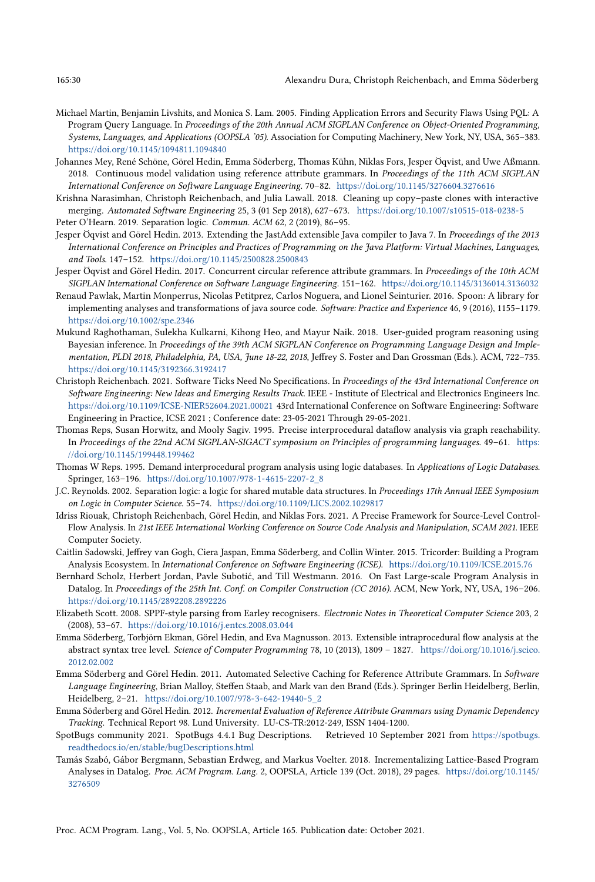Michael Martin, Benjamin Livshits, and Monica S. Lam. 2005. Finding Application Errors and Security Flaws Using PQL: A Program Query Language. In *Proceedings of the 20th Annual ACM SIGPLAN Conference on Object-Oriented Programming, Systems, Languages, and Applications (OOPSLA '05)*. Association for Computing Machinery, New York, NY, USA, 365–383. https://doi.org/10.1145/1094811.1094840

Johannes Mey, René Schöne, Görel Hedin, Emma Söderberg, Thomas Kühn, Niklas Fors, Jesper Öqvist, and Uwe Aßmann. 2018. Continuous model validation using reference attribute grammars. In *Proceedings of the 11th ACM SIGPLAN International Conference on Software Language Engineering*. 70–82. https://doi.org/10.1145/3276604.3276616

Krishna Narasimhan, Christoph Reichenbach, and Julia Lawall. 2018. Cleaning up copy–paste clones with interactive merging. *Automated Software Engineering* 25, 3 (01 Sep 2018), 627–673. https://doi.org/10.1007/s10515-018-0238-5

Peter O'Hearn. 2019. Separation logic. *Commun. ACM* 62, 2 (2019), 86–95.

Jesper Öqvist and Görel Hedin. 2013. Extending the JastAdd extensible Java compiler to Java 7. In *Proceedings of the 2013 International Conference on Principles and Practices of Programming on the Java Platform: Virtual Machines, Languages, and Tools*. 147–152. https://doi.org/10.1145/2500828.2500843

Jesper Öqvist and Görel Hedin. 2017. Concurrent circular reference attribute grammars. In *Proceedings of the 10th ACM SIGPLAN International Conference on Software Language Engineering*. 151–162. https://doi.org/10.1145/3136014.3136032

Renaud Pawlak, Martin Monperrus, Nicolas Petitprez, Carlos Noguera, and Lionel Seinturier. 2016. Spoon: A library for implementing analyses and transformations of java source code. *Software: Practice and Experience* 46, 9 (2016), 1155–1179. https://doi.org/10.1002/spe.2346

Mukund Raghothaman, Sulekha Kulkarni, Kihong Heo, and Mayur Naik. 2018. User-guided program reasoning using Bayesian inference. In *Proceedings of the 39th ACM SIGPLAN Conference on Programming Language Design and Implementation, PLDI 2018, Philadelphia, PA, USA, June 18-22, 2018*, Jeffrey S. Foster and Dan Grossman (Eds.). ACM, 722–735. https://doi.org/10.1145/3192366.3192417

Christoph Reichenbach. 2021. Software Ticks Need No Specifications. In *Proceedings of the 43rd International Conference on Software Engineering: New Ideas and Emerging Results Track*. IEEE - Institute of Electrical and Electronics Engineers Inc. https://doi.org/10.1109/ICSE-NIER52604.2021.00021 43rd International Conference on Software Engineering: Software Engineering in Practice, ICSE 2021 ; Conference date: 23-05-2021 Through 29-05-2021.

Thomas Reps, Susan Horwitz, and Mooly Sagiv. 1995. Precise interprocedural dataflow analysis via graph reachability. In *Proceedings of the 22nd ACM SIGPLAN-SIGACT symposium on Principles of programming languages*. 49–61. https://doi.org/10.1145/199448.199462

Thomas W Reps. 1995. Demand interprocedural program analysis using logic databases. In *Applications of Logic Databases*. Springer, 163–196. https://doi.org/10.1007/978-1-4615-2207-2_8

J.C. Reynolds. 2002. Separation logic: a logic for shared mutable data structures. In *Proceedings 17th Annual IEEE Symposium on Logic in Computer Science*. 55–74. https://doi.org/10.1109/LICS.2002.1029817

Idriss Riouak, Christoph Reichenbach, Görel Hedin, and Niklas Fors. 2021. A Precise Framework for Source-Level Control-Flow Analysis. In *21st IEEE International Working Conference on Source Code Analysis and Manipulation, SCAM 2021*. IEEE Computer Society.

Caitlin Sadowski, Jeffrey van Gogh, Ciera Jaspan, Emma Söderberg, and Collin Winter. 2015. Tricorder: Building a Program Analysis Ecosystem. In *International Conference on Software Engineering (ICSE)*. https://doi.org/10.1109/ICSE.2015.76

Bernhard Scholz, Herbert Jordan, Pavle Subotić, and Till Westmann. 2016. On Fast Large-scale Program Analysis in Datalog. In *Proceedings of the 25th Int. Conf. on Compiler Construction (CC 2016)*. ACM, New York, NY, USA, 196–206. https://doi.org/10.1145/2892208.2892226

Elizabeth Scott. 2008. SPPF-style parsing from Earley recognisers. *Electronic Notes in Theoretical Computer Science* 203, 2 (2008), 53–67. https://doi.org/10.1016/j.entcs.2008.03.044

Emma Söderberg, Torbjörn Ekman, Görel Hedin, and Eva Magnusson. 2013. Extensible intraprocedural flow analysis at the abstract syntax tree level. *Science of Computer Programming* 78, 10 (2013), 1809 – 1827. https://doi.org/10.1016/j.scico.2012.02.002

Emma Söderberg and Görel Hedin. 2011. Automated Selective Caching for Reference Attribute Grammars. In *Software Language Engineering*, Brian Malloy, Steffen Staab, and Mark van den Brand (Eds.). Springer Berlin Heidelberg, Berlin, Heidelberg, 2–21. https://doi.org/10.1007/978-3-642-19440-5_2

Emma Söderberg and Görel Hedin. 2012. *Incremental Evaluation of Reference Attribute Grammars using Dynamic Dependency Tracking*. Technical Report 98. Lund University. LU-CS-TR:2012-249, ISSN 1404-1200.

SpotBugs community 2021. SpotBugs 4.4.1 Bug Descriptions. Retrieved 10 September 2021 from https://spotbugs.readthedocs.io/en/stable/bugDescriptions.html

Tamás Szabó, Gábor Bergmann, Sebastian Erdweg, and Markus Voelter. 2018. Incrementalizing Lattice-Based Program Analyses in Datalog. *Proc. ACM Program. Lang.* 2, OOPSLA, Article 139 (Oct. 2018), 29 pages. https://doi.org/10.1145/3276509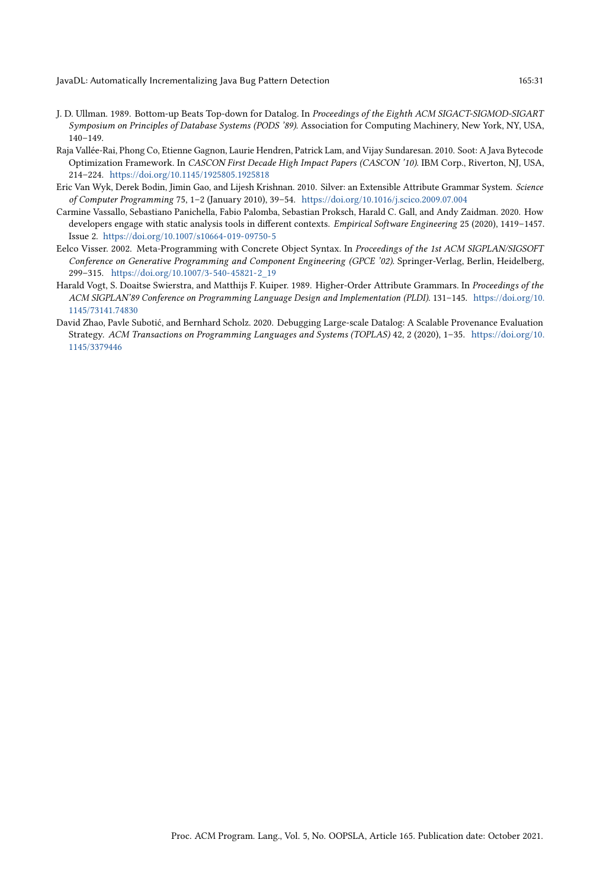J. D. Ullman. 1989. Bottom-up Beats Top-down for Datalog. In *Proceedings of the Eighth ACM SIGACT-SIGMOD-SIGART Symposium on Principles of Database Systems (PODS '89)*. Association for Computing Machinery, New York, NY, USA, 140–149.

Raja Vallée-Rai, Phong Co, Etienne Gagnon, Laurie Hendren, Patrick Lam, and Vijay Sundaresan. 2010. Soot: A Java Bytecode Optimization Framework. In *CASCON First Decade High Impact Papers (CASCON '10)*. IBM Corp., Riverton, NJ, USA, 214–224. https://doi.org/10.1145/1925805.1925818

Eric Van Wyk, Derek Bodin, Jimin Gao, and Lijesh Krishnan. 2010. Silver: an Extensible Attribute Grammar System. *Science of Computer Programming* 75, 1–2 (January 2010), 39–54. https://doi.org/10.1016/j.scico.2009.07.004

Carmine Vassallo, Sebastiano Panichella, Fabio Palomba, Sebastian Proksch, Harald C. Gall, and Andy Zaidman. 2020. How developers engage with static analysis tools in different contexts. *Empirical Software Engineering* 25 (2020), 1419–1457. Issue 2. https://doi.org/10.1007/s10664-019-09750-5

Eelco Visser. 2002. Meta-Programming with Concrete Object Syntax. In *Proceedings of the 1st ACM SIGPLAN/SIGSOFT Conference on Generative Programming and Component Engineering (GPCE '02)*. Springer-Verlag, Berlin, Heidelberg, 299–315. https://doi.org/10.1007/3-540-45821-2_19

Harald Vogt, S. Doaitse Swierstra, and Matthijs F. Kuiper. 1989. Higher-Order Attribute Grammars. In *Proceedings of the ACM SIGPLAN'89 Conference on Programming Language Design and Implementation (PLDI)*. 131–145. https://doi.org/10.1145/73141.74830

David Zhao, Pavle Subotić, and Bernhard Scholz. 2020. Debugging Large-scale Datalog: A Scalable Provenance Evaluation Strategy. *ACM Transactions on Programming Languages and Systems (TOPLAS)* 42, 2 (2020), 1–35. https://doi.org/10.1145/3379446